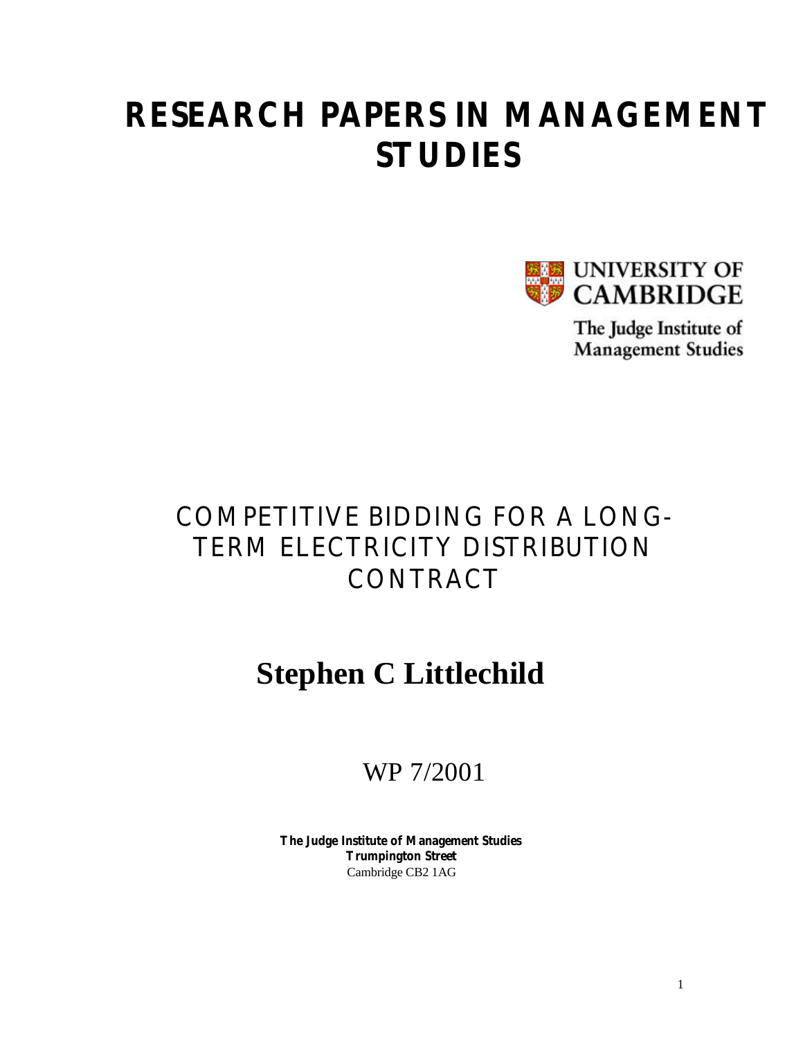# RESEARCH PAPERS IN MANAGEMENT STUDIES

UNIVERSITY OF CAMBRIDGE

The Judge Institute of Management Studies

## COMPETITIVE BIDDING FOR A LONG-TERM ELECTRICITY DISTRIBUTION CONTRACT

**Stephen C Littlechild**

WP 7/2001

**The Judge Institute of Management Studies**
**Trumpington Street**
Cambridge CB2 1AG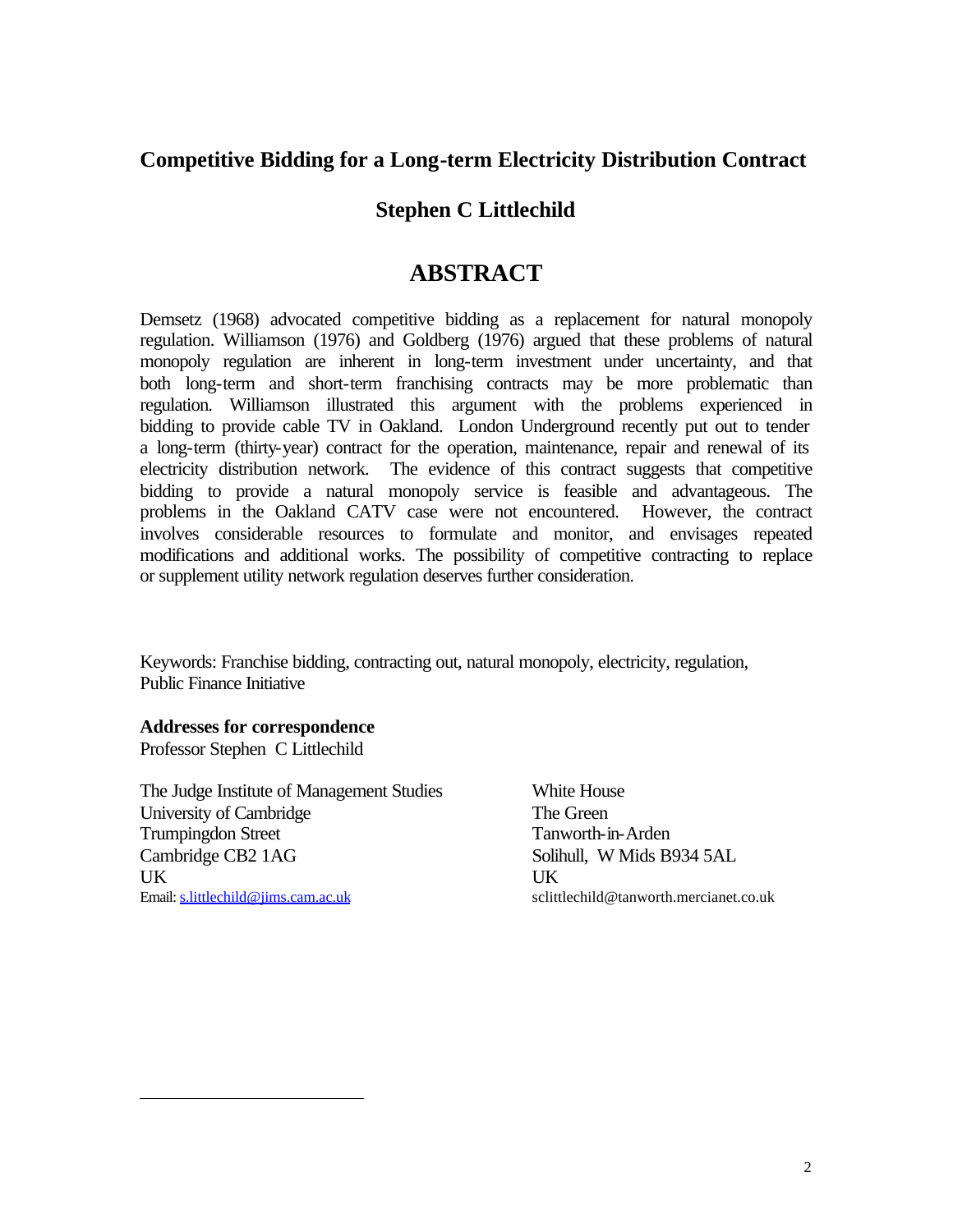# Competitive Bidding for a Long-term Electricity Distribution Contract

## Stephen C Littlechild

## ABSTRACT

Demsetz (1968) advocated competitive bidding as a replacement for natural monopoly regulation. Williamson (1976) and Goldberg (1976) argued that these problems of natural monopoly regulation are inherent in long-term investment under uncertainty, and that both long-term and short-term franchising contracts may be more problematic than regulation. Williamson illustrated this argument with the problems experienced in bidding to provide cable TV in Oakland. London Underground recently put out to tender a long-term (thirty-year) contract for the operation, maintenance, repair and renewal of its electricity distribution network. The evidence of this contract suggests that competitive bidding to provide a natural monopoly service is feasible and advantageous. The problems in the Oakland CATV case were not encountered. However, the contract involves considerable resources to formulate and monitor, and envisages repeated modifications and additional works. The possibility of competitive contracting to replace or supplement utility network regulation deserves further consideration.

Keywords: Franchise bidding, contracting out, natural monopoly, electricity, regulation, Public Finance Initiative

**Addresses for correspondence**
Professor Stephen C Littlechild

The Judge Institute of Management Studies
University of Cambridge
Trumpingdon Street
Cambridge CB2 1AG
UK
Email: s.littlechild@jims.cam.ac.uk

White House
The Green
Tanworth-in-Arden
Solihull, W Mids B934 5AL
UK
sclittlechild@tanworth.mercianet.co.uk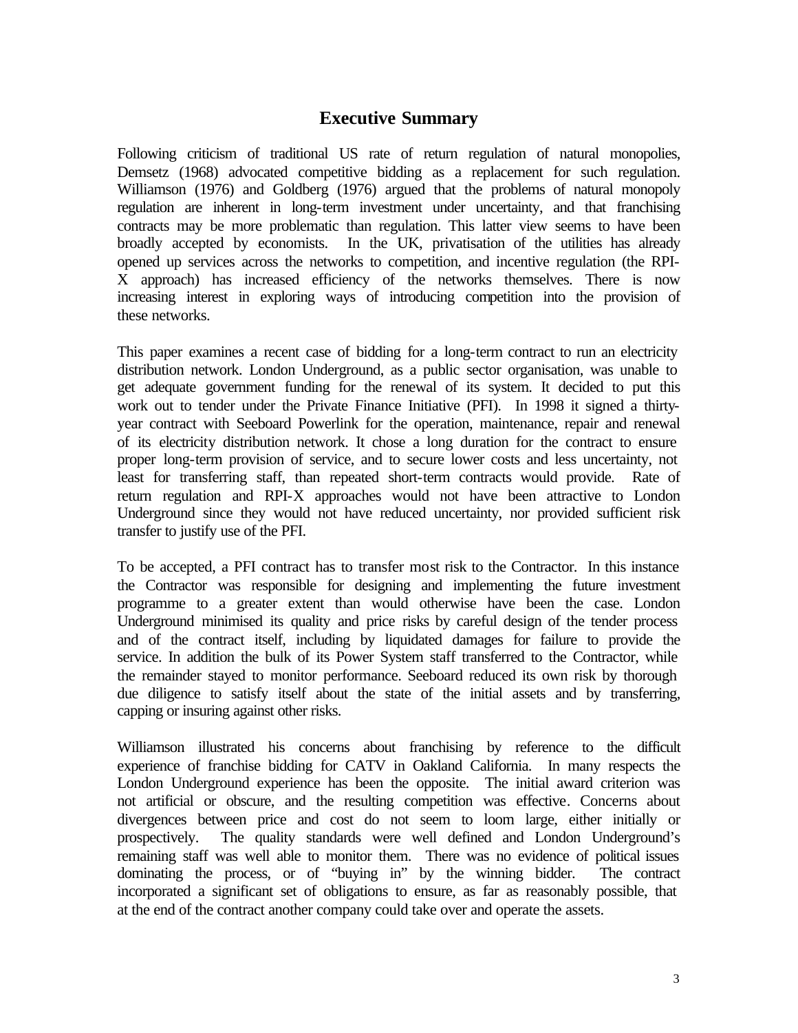## Executive Summary

Following criticism of traditional US rate of return regulation of natural monopolies, Demsetz (1968) advocated competitive bidding as a replacement for such regulation. Williamson (1976) and Goldberg (1976) argued that the problems of natural monopoly regulation are inherent in long-term investment under uncertainty, and that franchising contracts may be more problematic than regulation. This latter view seems to have been broadly accepted by economists. In the UK, privatisation of the utilities has already opened up services across the networks to competition, and incentive regulation (the RPI-X approach) has increased efficiency of the networks themselves. There is now increasing interest in exploring ways of introducing competition into the provision of these networks.

This paper examines a recent case of bidding for a long-term contract to run an electricity distribution network. London Underground, as a public sector organisation, was unable to get adequate government funding for the renewal of its system. It decided to put this work out to tender under the Private Finance Initiative (PFI). In 1998 it signed a thirty-year contract with Seeboard Powerlink for the operation, maintenance, repair and renewal of its electricity distribution network. It chose a long duration for the contract to ensure proper long-term provision of service, and to secure lower costs and less uncertainty, not least for transferring staff, than repeated short-term contracts would provide. Rate of return regulation and RPI-X approaches would not have been attractive to London Underground since they would not have reduced uncertainty, nor provided sufficient risk transfer to justify use of the PFI.

To be accepted, a PFI contract has to transfer most risk to the Contractor. In this instance the Contractor was responsible for designing and implementing the future investment programme to a greater extent than would otherwise have been the case. London Underground minimised its quality and price risks by careful design of the tender process and of the contract itself, including by liquidated damages for failure to provide the service. In addition the bulk of its Power System staff transferred to the Contractor, while the remainder stayed to monitor performance. Seeboard reduced its own risk by thorough due diligence to satisfy itself about the state of the initial assets and by transferring, capping or insuring against other risks.

Williamson illustrated his concerns about franchising by reference to the difficult experience of franchise bidding for CATV in Oakland California. In many respects the London Underground experience has been the opposite. The initial award criterion was not artificial or obscure, and the resulting competition was effective. Concerns about divergences between price and cost do not seem to loom large, either initially or prospectively. The quality standards were well defined and London Underground's remaining staff was well able to monitor them. There was no evidence of political issues dominating the process, or of "buying in" by the winning bidder. The contract incorporated a significant set of obligations to ensure, as far as reasonably possible, that at the end of the contract another company could take over and operate the assets.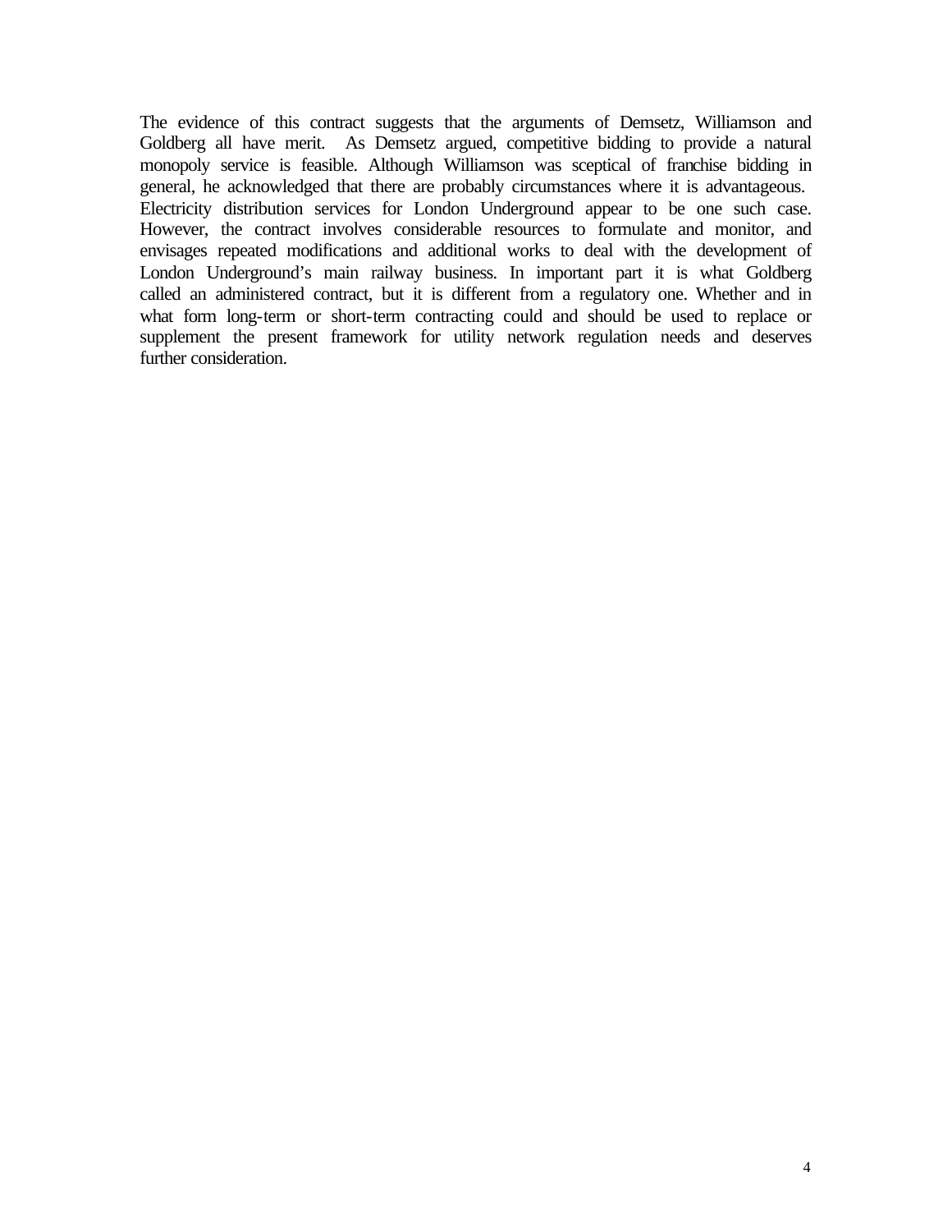The evidence of this contract suggests that the arguments of Demsetz, Williamson and Goldberg all have merit. As Demsetz argued, competitive bidding to provide a natural monopoly service is feasible. Although Williamson was sceptical of franchise bidding in general, he acknowledged that there are probably circumstances where it is advantageous. Electricity distribution services for London Underground appear to be one such case. However, the contract involves considerable resources to formulate and monitor, and envisages repeated modifications and additional works to deal with the development of London Underground's main railway business. In important part it is what Goldberg called an administered contract, but it is different from a regulatory one. Whether and in what form long-term or short-term contracting could and should be used to replace or supplement the present framework for utility network regulation needs and deserves further consideration.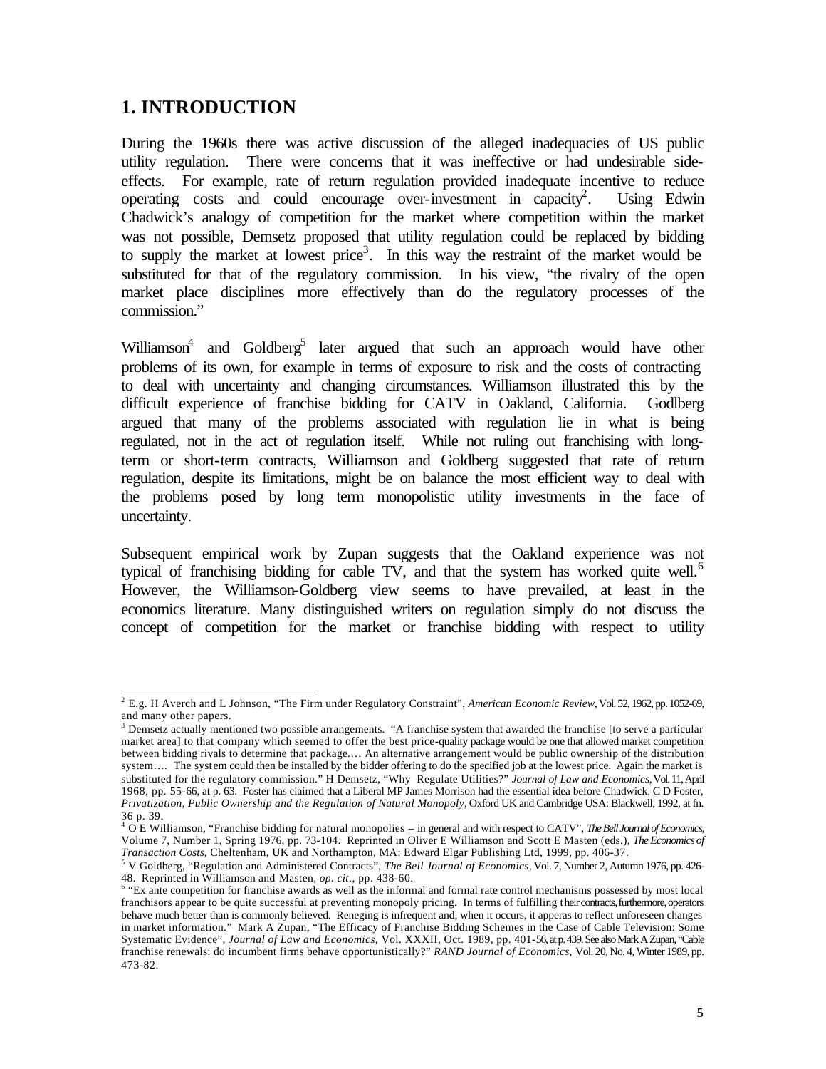## 1. INTRODUCTION

During the 1960s there was active discussion of the alleged inadequacies of US public utility regulation. There were concerns that it was ineffective or had undesirable side-effects. For example, rate of return regulation provided inadequate incentive to reduce operating costs and could encourage over-investment in capacity[2]. Using Edwin Chadwick's analogy of competition for the market where competition within the market was not possible, Demsetz proposed that utility regulation could be replaced by bidding to supply the market at lowest price[3]. In this way the restraint of the market would be substituted for that of the regulatory commission. In his view, "the rivalry of the open market place disciplines more effectively than do the regulatory processes of the commission."

Williamson[4] and Goldberg[5] later argued that such an approach would have other problems of its own, for example in terms of exposure to risk and the costs of contracting to deal with uncertainty and changing circumstances. Williamson illustrated this by the difficult experience of franchise bidding for CATV in Oakland, California. Godlberg argued that many of the problems associated with regulation lie in what is being regulated, not in the act of regulation itself. While not ruling out franchising with long-term or short-term contracts, Williamson and Goldberg suggested that rate of return regulation, despite its limitations, might be on balance the most efficient way to deal with the problems posed by long term monopolistic utility investments in the face of uncertainty.

Subsequent empirical work by Zupan suggests that the Oakland experience was not typical of franchising bidding for cable TV, and that the system has worked quite well.[6] However, the Williamson-Goldberg view seems to have prevailed, at least in the economics literature. Many distinguished writers on regulation simply do not discuss the concept of competition for the market or franchise bidding with respect to utility

---

[2] E.g. H Averch and L Johnson, "The Firm under Regulatory Constraint", *American Economic Review*, Vol. 52, 1962, pp. 1052-69, and many other papers.

[3] Demsetz actually mentioned two possible arrangements. "A franchise system that awarded the franchise [to serve a particular market area] to that company which seemed to offer the best price-quality package would be one that allowed market competition between bidding rivals to determine that package.… An alternative arrangement would be public ownership of the distribution system…. The system could then be installed by the bidder offering to do the specified job at the lowest price. Again the market is substituted for the regulatory commission." H Demsetz, "Why Regulate Utilities?" *Journal of Law and Economics*, Vol. 11, April 1968, pp. 55-66, at p. 63. Foster has claimed that a Liberal MP James Morrison had the essential idea before Chadwick. C D Foster, *Privatization, Public Ownership and the Regulation of Natural Monopoly*, Oxford UK and Cambridge USA: Blackwell, 1992, at fn. 36 p. 39.

[4] O E Williamson, "Franchise bidding for natural monopolies – in general and with respect to CATV", *The Bell Journal of Economics*, Volume 7, Number 1, Spring 1976, pp. 73-104. Reprinted in Oliver E Williamson and Scott E Masten (eds.), *The Economics of Transaction Costs*, Cheltenham, UK and Northampton, MA: Edward Elgar Publishing Ltd, 1999, pp. 406-37.

[5] V Goldberg, "Regulation and Administered Contracts", *The Bell Journal of Economics*, Vol. 7, Number 2, Autumn 1976, pp. 426-48. Reprinted in Williamson and Masten, *op. cit.*, pp. 438-60.

[6] "Ex ante competition for franchise awards as well as the informal and formal rate control mechanisms possessed by most local franchisors appear to be quite successful at preventing monopoly pricing. In terms of fulfilling their contracts, furthermore, operators behave much better than is commonly believed. Reneging is infrequent and, when it occurs, it apperas to reflect unforeseen changes in market information." Mark A Zupan, "The Efficacy of Franchise Bidding Schemes in the Case of Cable Television: Some Systematic Evidence", *Journal of Law and Economics*, Vol. XXXII, Oct. 1989, pp. 401-56, at p. 439. See also Mark A Zupan, "Cable franchise renewals: do incumbent firms behave opportunistically?" *RAND Journal of Economics*, Vol. 20, No. 4, Winter 1989, pp. 473-82.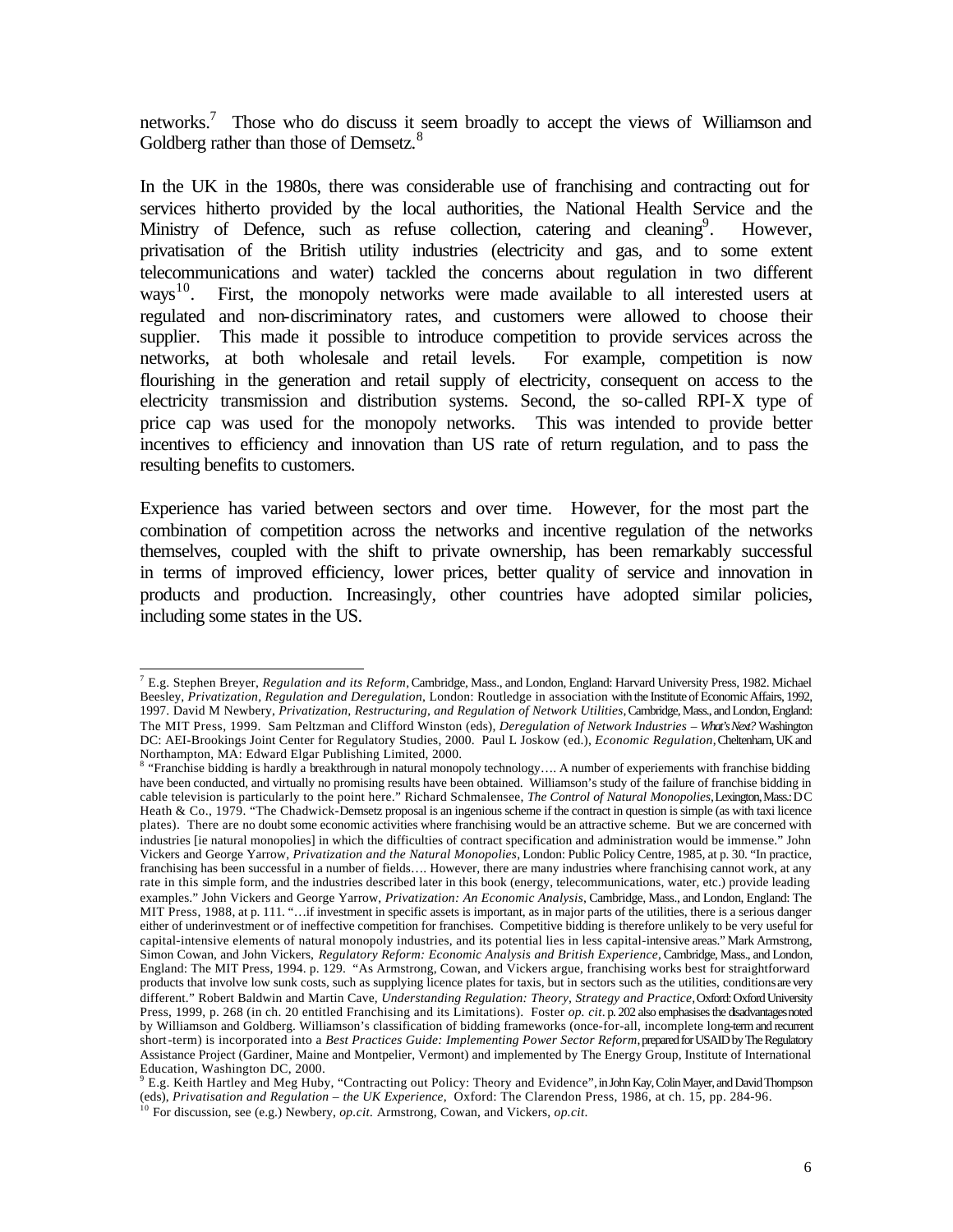networks.[7] Those who do discuss it seem broadly to accept the views of Williamson and Goldberg rather than those of Demsetz.[8]

In the UK in the 1980s, there was considerable use of franchising and contracting out for services hitherto provided by the local authorities, the National Health Service and the Ministry of Defence, such as refuse collection, catering and cleaning[9]. However, privatisation of the British utility industries (electricity and gas, and to some extent telecommunications and water) tackled the concerns about regulation in two different ways[10]. First, the monopoly networks were made available to all interested users at regulated and non-discriminatory rates, and customers were allowed to choose their supplier. This made it possible to introduce competition to provide services across the networks, at both wholesale and retail levels. For example, competition is now flourishing in the generation and retail supply of electricity, consequent on access to the electricity transmission and distribution systems. Second, the so-called RPI-X type of price cap was used for the monopoly networks. This was intended to provide better incentives to efficiency and innovation than US rate of return regulation, and to pass the resulting benefits to customers.

Experience has varied between sectors and over time. However, for the most part the combination of competition across the networks and incentive regulation of the networks themselves, coupled with the shift to private ownership, has been remarkably successful in terms of improved efficiency, lower prices, better quality of service and innovation in products and production. Increasingly, other countries have adopted similar policies, including some states in the US.

---

[7] E.g. Stephen Breyer, *Regulation and its Reform*, Cambridge, Mass., and London, England: Harvard University Press, 1982. Michael Beesley, *Privatization, Regulation and Deregulation*, London: Routledge in association with the Institute of Economic Affairs, 1992, 1997. David M Newbery, *Privatization, Restructuring, and Regulation of Network Utilities*, Cambridge, Mass., and London, England: The MIT Press, 1999. Sam Peltzman and Clifford Winston (eds), *Deregulation of Network Industries – What's Next?* Washington DC: AEI-Brookings Joint Center for Regulatory Studies, 2000. Paul L Joskow (ed.), *Economic Regulation*, Cheltenham, UK and Northampton, MA: Edward Elgar Publishing Limited, 2000.

[8] "Franchise bidding is hardly a breakthrough in natural monopoly technology…. A number of experiments with franchise bidding have been conducted, and virtually no promising results have been obtained. Williamson's study of the failure of franchise bidding in cable television is particularly to the point here." Richard Schmalensee, *The Control of Natural Monopolies*, Lexington, Mass.: DC Heath & Co., 1979. "The Chadwick-Demsetz proposal is an ingenious scheme if the contract in question is simple (as with taxi licence plates). There are no doubt some economic activities where franchising would be an attractive scheme. But we are concerned with industries [ie natural monopolies] in which the difficulties of contract specification and administration would be immense." John Vickers and George Yarrow, *Privatization and the Natural Monopolies*, London: Public Policy Centre, 1985, at p. 30. "In practice, franchising has been successful in a number of fields…. However, there are many industries where franchising cannot work, at any rate in this simple form, and the industries described later in this book (energy, telecommunications, water, etc.) provide leading examples." John Vickers and George Yarrow, *Privatization: An Economic Analysis*, Cambridge, Mass., and London, England: The MIT Press, 1988, at p. 111. "…if investment in specific assets is important, as in major parts of the utilities, there is a serious danger either of underinvestment or of ineffective competition for franchises. Competitive bidding is therefore unlikely to be very useful for capital-intensive elements of natural monopoly industries, and its potential lies in less capital-intensive areas." Mark Armstrong, Simon Cowan, and John Vickers, *Regulatory Reform: Economic Analysis and British Experience*, Cambridge, Mass., and London, England: The MIT Press, 1994. p. 129. "As Armstrong, Cowan, and Vickers argue, franchising works best for straightforward products that involve low sunk costs, such as supplying licence plates for taxis, but in sectors such as the utilities, conditions are very different." Robert Baldwin and Martin Cave, *Understanding Regulation: Theory, Strategy and Practice*, Oxford: Oxford University Press, 1999, p. 268 (in ch. 20 entitled Franchising and its Limitations). Foster *op. cit.* p. 202 also emphasises the disadvantages noted by Williamson and Goldberg. Williamson's classification of bidding frameworks (once-for-all, incomplete long-term and recurrent short-term) is incorporated into a *Best Practices Guide: Implementing Power Sector Reform*, prepared for USAID by The Regulatory Assistance Project (Gardiner, Maine and Montpelier, Vermont) and implemented by The Energy Group, Institute of International Education, Washington DC, 2000.

[9] E.g. Keith Hartley and Meg Huby, "Contracting out Policy: Theory and Evidence", in John Kay, Colin Mayer, and David Thompson (eds), *Privatisation and Regulation – the UK Experience*, Oxford: The Clarendon Press, 1986, at ch. 15, pp. 284-96.

[10] For discussion, see (e.g.) Newbery, *op.cit.* Armstrong, Cowan, and Vickers, *op.cit.*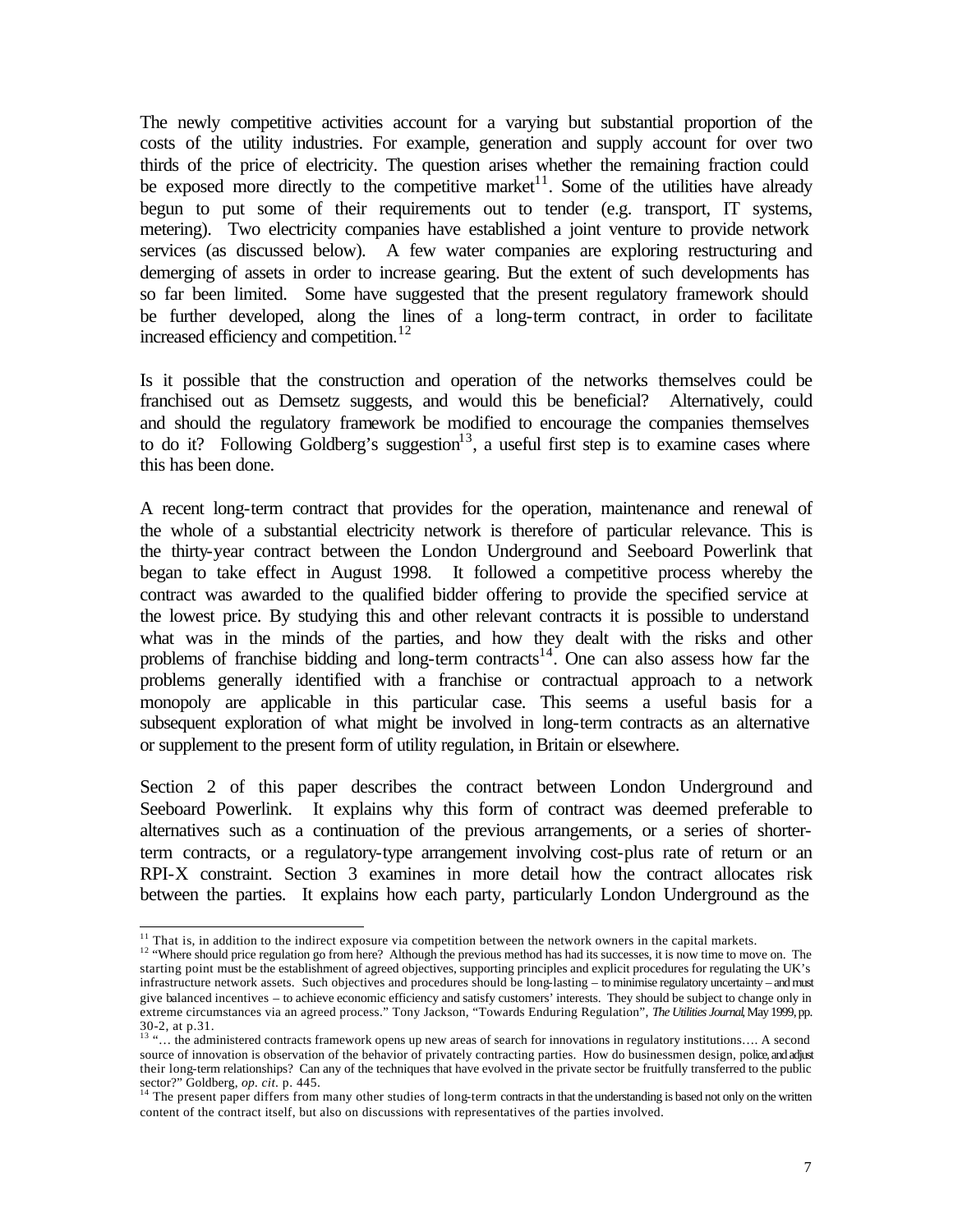The newly competitive activities account for a varying but substantial proportion of the costs of the utility industries. For example, generation and supply account for over two thirds of the price of electricity. The question arises whether the remaining fraction could be exposed more directly to the competitive market[11]. Some of the utilities have already begun to put some of their requirements out to tender (e.g. transport, IT systems, metering). Two electricity companies have established a joint venture to provide network services (as discussed below). A few water companies are exploring restructuring and demerging of assets in order to increase gearing. But the extent of such developments has so far been limited. Some have suggested that the present regulatory framework should be further developed, along the lines of a long-term contract, in order to facilitate increased efficiency and competition.[12]

Is it possible that the construction and operation of the networks themselves could be franchised out as Demsetz suggests, and would this be beneficial? Alternatively, could and should the regulatory framework be modified to encourage the companies themselves to do it? Following Goldberg's suggestion[13], a useful first step is to examine cases where this has been done.

A recent long-term contract that provides for the operation, maintenance and renewal of the whole of a substantial electricity network is therefore of particular relevance. This is the thirty-year contract between the London Underground and Seeboard Powerlink that began to take effect in August 1998. It followed a competitive process whereby the contract was awarded to the qualified bidder offering to provide the specified service at the lowest price. By studying this and other relevant contracts it is possible to understand what was in the minds of the parties, and how they dealt with the risks and other problems of franchise bidding and long-term contracts[14]. One can also assess how far the problems generally identified with a franchise or contractual approach to a network monopoly are applicable in this particular case. This seems a useful basis for a subsequent exploration of what might be involved in long-term contracts as an alternative or supplement to the present form of utility regulation, in Britain or elsewhere.

Section 2 of this paper describes the contract between London Underground and Seeboard Powerlink. It explains why this form of contract was deemed preferable to alternatives such as a continuation of the previous arrangements, or a series of shorter-term contracts, or a regulatory-type arrangement involving cost-plus rate of return or an RPI-X constraint. Section 3 examines in more detail how the contract allocates risk between the parties. It explains how each party, particularly London Underground as the

---

[11] That is, in addition to the indirect exposure via competition between the network owners in the capital markets.

[12] "Where should price regulation go from here? Although the previous method has had its successes, it is now time to move on. The starting point must be the establishment of agreed objectives, supporting principles and explicit procedures for regulating the UK's infrastructure network assets. Such objectives and procedures should be long-lasting – to minimise regulatory uncertainty – and must give balanced incentives – to achieve economic efficiency and satisfy customers' interests. They should be subject to change only in extreme circumstances via an agreed process." Tony Jackson, "Towards Enduring Regulation", *The Utilities Journal*, May 1999, pp. 30-2, at p.31.

[13] "… the administered contracts framework opens up new areas of search for innovations in regulatory institutions…. A second source of innovation is observation of the behavior of privately contracting parties. How do businessmen design, police, and adjust their long-term relationships? Can any of the techniques that have evolved in the private sector be fruitfully transferred to the public sector?" Goldberg, *op. cit.* p. 445.

[14] The present paper differs from many other studies of long-term contracts in that the understanding is based not only on the written content of the contract itself, but also on discussions with representatives of the parties involved.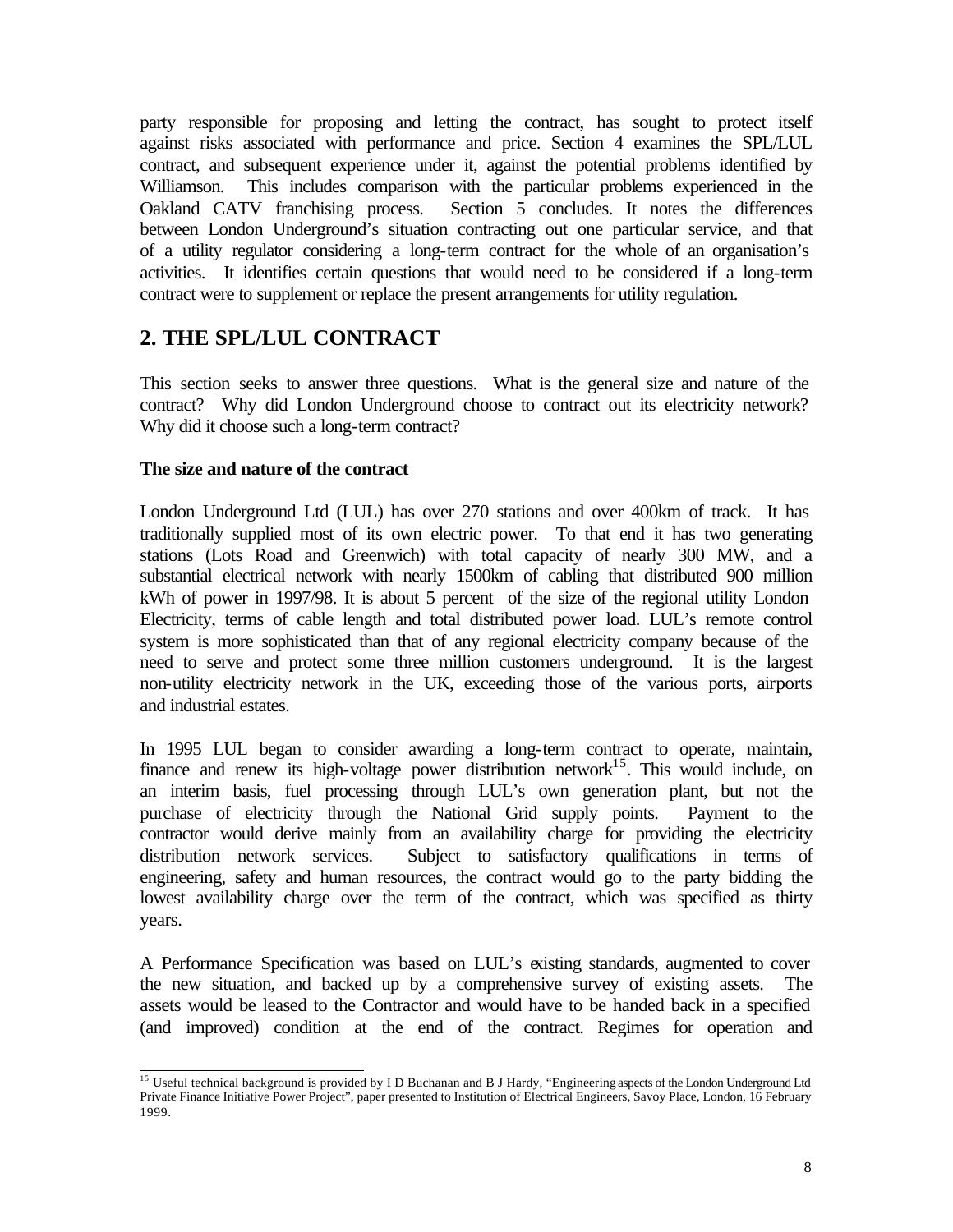party responsible for proposing and letting the contract, has sought to protect itself against risks associated with performance and price. Section 4 examines the SPL/LUL contract, and subsequent experience under it, against the potential problems identified by Williamson. This includes comparison with the particular problems experienced in the Oakland CATV franchising process. Section 5 concludes. It notes the differences between London Underground's situation contracting out one particular service, and that of a utility regulator considering a long-term contract for the whole of an organisation's activities. It identifies certain questions that would need to be considered if a long-term contract were to supplement or replace the present arrangements for utility regulation.

## 2. THE SPL/LUL CONTRACT

This section seeks to answer three questions. What is the general size and nature of the contract? Why did London Underground choose to contract out its electricity network? Why did it choose such a long-term contract?

### The size and nature of the contract

London Underground Ltd (LUL) has over 270 stations and over 400km of track. It has traditionally supplied most of its own electric power. To that end it has two generating stations (Lots Road and Greenwich) with total capacity of nearly 300 MW, and a substantial electrical network with nearly 1500km of cabling that distributed 900 million kWh of power in 1997/98. It is about 5 percent of the size of the regional utility London Electricity, terms of cable length and total distributed power load. LUL's remote control system is more sophisticated than that of any regional electricity company because of the need to serve and protect some three million customers underground. It is the largest non-utility electricity network in the UK, exceeding those of the various ports, airports and industrial estates.

In 1995 LUL began to consider awarding a long-term contract to operate, maintain, finance and renew its high-voltage power distribution network[15]. This would include, on an interim basis, fuel processing through LUL's own generation plant, but not the purchase of electricity through the National Grid supply points. Payment to the contractor would derive mainly from an availability charge for providing the electricity distribution network services. Subject to satisfactory qualifications in terms of engineering, safety and human resources, the contract would go to the party bidding the lowest availability charge over the term of the contract, which was specified as thirty years.

A Performance Specification was based on LUL's existing standards, augmented to cover the new situation, and backed up by a comprehensive survey of existing assets. The assets would be leased to the Contractor and would have to be handed back in a specified (and improved) condition at the end of the contract. Regimes for operation and

[15] Useful technical background is provided by I D Buchanan and B J Hardy, "Engineering aspects of the London Underground Ltd Private Finance Initiative Power Project", paper presented to Institution of Electrical Engineers, Savoy Place, London, 16 February 1999.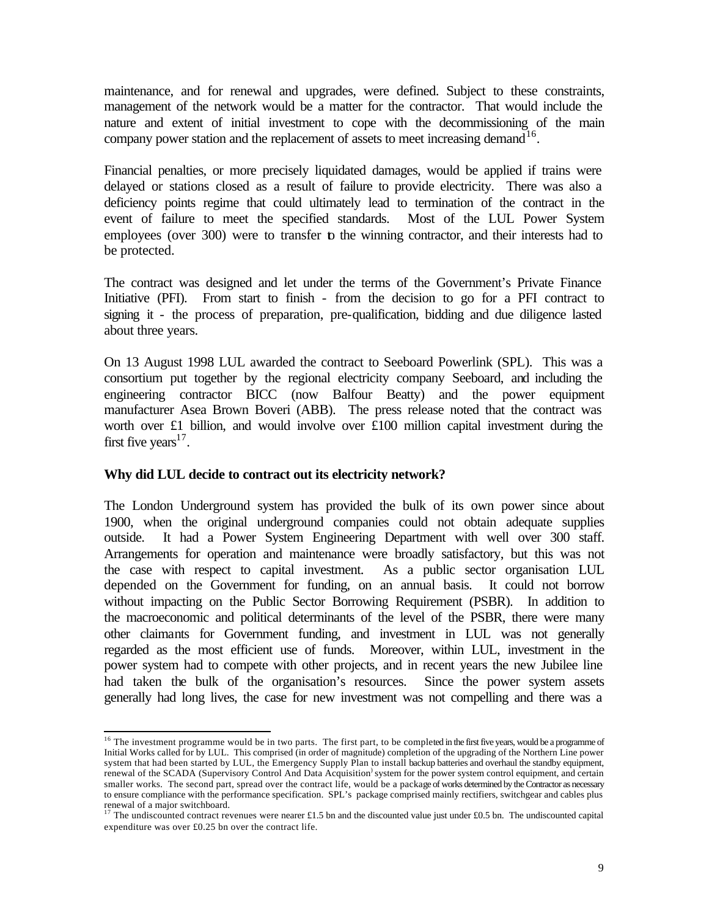maintenance, and for renewal and upgrades, were defined. Subject to these constraints, management of the network would be a matter for the contractor. That would include the nature and extent of initial investment to cope with the decommissioning of the main company power station and the replacement of assets to meet increasing demand[16].

Financial penalties, or more precisely liquidated damages, would be applied if trains were delayed or stations closed as a result of failure to provide electricity. There was also a deficiency points regime that could ultimately lead to termination of the contract in the event of failure to meet the specified standards. Most of the LUL Power System employees (over 300) were to transfer to the winning contractor, and their interests had to be protected.

The contract was designed and let under the terms of the Government's Private Finance Initiative (PFI). From start to finish - from the decision to go for a PFI contract to signing it - the process of preparation, pre-qualification, bidding and due diligence lasted about three years.

On 13 August 1998 LUL awarded the contract to Seeboard Powerlink (SPL). This was a consortium put together by the regional electricity company Seeboard, and including the engineering contractor BICC (now Balfour Beatty) and the power equipment manufacturer Asea Brown Boveri (ABB). The press release noted that the contract was worth over £1 billion, and would involve over £100 million capital investment during the first five years[17].

**Why did LUL decide to contract out its electricity network?**

The London Underground system has provided the bulk of its own power since about 1900, when the original underground companies could not obtain adequate supplies outside. It had a Power System Engineering Department with well over 300 staff. Arrangements for operation and maintenance were broadly satisfactory, but this was not the case with respect to capital investment. As a public sector organisation LUL depended on the Government for funding, on an annual basis. It could not borrow without impacting on the Public Sector Borrowing Requirement (PSBR). In addition to the macroeconomic and political determinants of the level of the PSBR, there were many other claimants for Government funding, and investment in LUL was not generally regarded as the most efficient use of funds. Moreover, within LUL, investment in the power system had to compete with other projects, and in recent years the new Jubilee line had taken the bulk of the organisation's resources. Since the power system assets generally had long lives, the case for new investment was not compelling and there was a

---

[16] The investment programme would be in two parts. The first part, to be completed in the first five years, would be a programme of Initial Works called for by LUL. This comprised (in order of magnitude) completion of the upgrading of the Northern Line power system that had been started by LUL, the Emergency Supply Plan to install backup batteries and overhaul the standby equipment, renewal of the SCADA (Supervisory Control And Data Acquisition) system for the power system control equipment, and certain smaller works. The second part, spread over the contract life, would be a package of works determined by the Contractor as necessary to ensure compliance with the performance specification. SPL's package comprised mainly rectifiers, switchgear and cables plus renewal of a major switchboard.

[17] The undiscounted contract revenues were nearer £1.5 bn and the discounted value just under £0.5 bn. The undiscounted capital expenditure was over £0.25 bn over the contract life.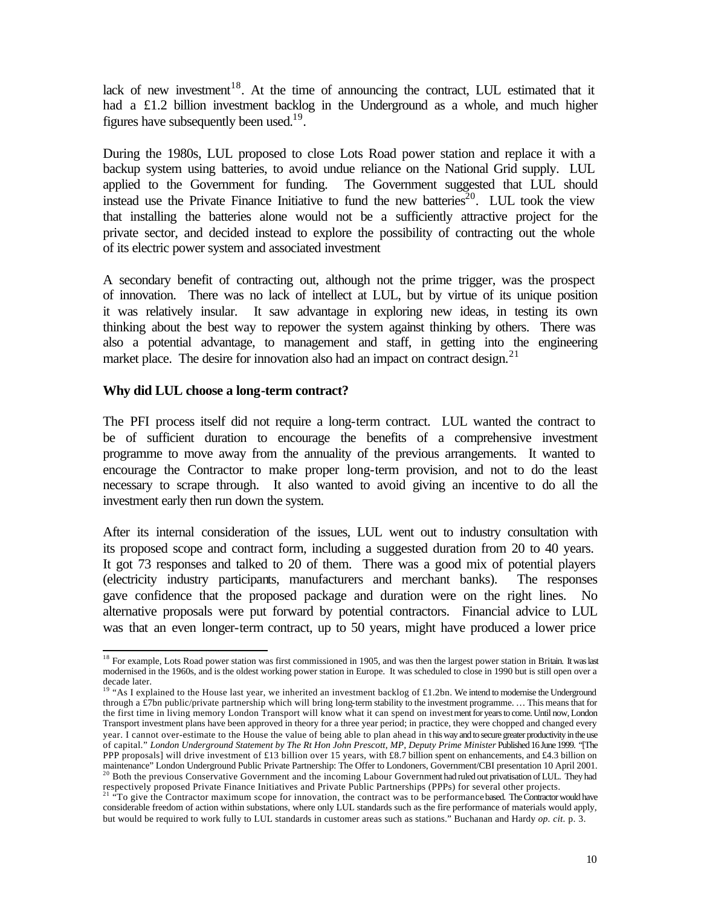lack of new investment[18]. At the time of announcing the contract, LUL estimated that it had a £1.2 billion investment backlog in the Underground as a whole, and much higher figures have subsequently been used.[19].

During the 1980s, LUL proposed to close Lots Road power station and replace it with a backup system using batteries, to avoid undue reliance on the National Grid supply. LUL applied to the Government for funding. The Government suggested that LUL should instead use the Private Finance Initiative to fund the new batteries[20]. LUL took the view that installing the batteries alone would not be a sufficiently attractive project for the private sector, and decided instead to explore the possibility of contracting out the whole of its electric power system and associated investment

A secondary benefit of contracting out, although not the prime trigger, was the prospect of innovation. There was no lack of intellect at LUL, but by virtue of its unique position it was relatively insular. It saw advantage in exploring new ideas, in testing its own thinking about the best way to repower the system against thinking by others. There was also a potential advantage, to management and staff, in getting into the engineering market place. The desire for innovation also had an impact on contract design.[21]

**Why did LUL choose a long-term contract?**

The PFI process itself did not require a long-term contract. LUL wanted the contract to be of sufficient duration to encourage the benefits of a comprehensive investment programme to move away from the annuality of the previous arrangements. It wanted to encourage the Contractor to make proper long-term provision, and not to do the least necessary to scrape through. It also wanted to avoid giving an incentive to do all the investment early then run down the system.

After its internal consideration of the issues, LUL went out to industry consultation with its proposed scope and contract form, including a suggested duration from 20 to 40 years. It got 73 responses and talked to 20 of them. There was a good mix of potential players (electricity industry participants, manufacturers and merchant banks). The responses gave confidence that the proposed package and duration were on the right lines. No alternative proposals were put forward by potential contractors. Financial advice to LUL was that an even longer-term contract, up to 50 years, might have produced a lower price

---

[18] For example, Lots Road power station was first commissioned in 1905, and was then the largest power station in Britain. It was last modernised in the 1960s, and is the oldest working power station in Europe. It was scheduled to close in 1990 but is still open over a decade later.

[19] "As I explained to the House last year, we inherited an investment backlog of £1.2bn. We intend to modernise the Underground through a £7bn public/private partnership which will bring long-term stability to the investment programme. … This means that for the first time in living memory London Transport will know what it can spend on investment for years to come. Until now, London Transport investment plans have been approved in theory for a three year period; in practice, they were chopped and changed every year. I cannot over-estimate to the House the value of being able to plan ahead in this way and to secure greater productivity in the use of capital." *London Underground Statement by The Rt Hon John Prescott, MP, Deputy Prime Minister* Published 16 June 1999. "[The PPP proposals] will drive investment of £13 billion over 15 years, with £8.7 billion spent on enhancements, and £4.3 billion on maintenance" London Underground Public Private Partnership: The Offer to Londoners, Government/CBI presentation 10 April 2001.

[20] Both the previous Conservative Government and the incoming Labour Government had ruled out privatisation of LUL. They had respectively proposed Private Finance Initiatives and Private Public Partnerships (PPPs) for several other projects.

[21] "To give the Contractor maximum scope for innovation, the contract was to be performance based. The Contractor would have considerable freedom of action within substations, where only LUL standards such as the fire performance of materials would apply, but would be required to work fully to LUL standards in customer areas such as stations." Buchanan and Hardy *op. cit.* p. 3.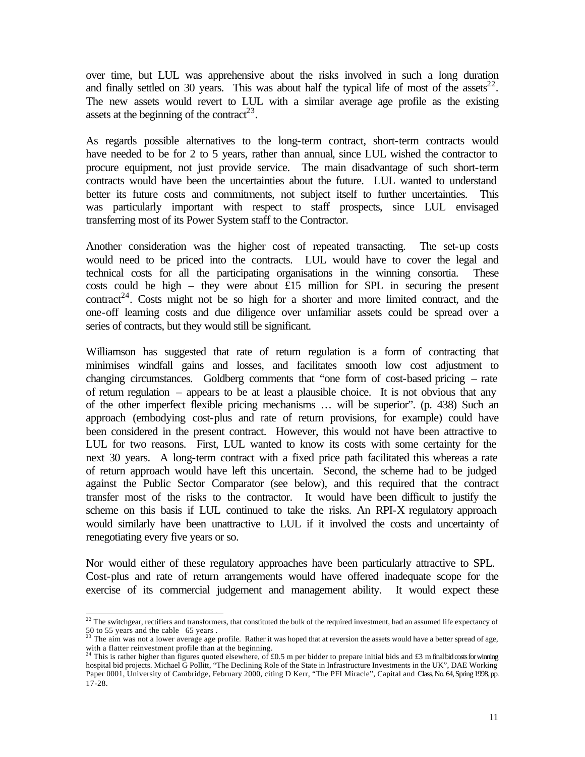over time, but LUL was apprehensive about the risks involved in such a long duration and finally settled on 30 years. This was about half the typical life of most of the assets[22]. The new assets would revert to LUL with a similar average age profile as the existing assets at the beginning of the contract[23].

As regards possible alternatives to the long-term contract, short-term contracts would have needed to be for 2 to 5 years, rather than annual, since LUL wished the contractor to procure equipment, not just provide service. The main disadvantage of such short-term contracts would have been the uncertainties about the future. LUL wanted to understand better its future costs and commitments, not subject itself to further uncertainties. This was particularly important with respect to staff prospects, since LUL envisaged transferring most of its Power System staff to the Contractor.

Another consideration was the higher cost of repeated transacting. The set-up costs would need to be priced into the contracts. LUL would have to cover the legal and technical costs for all the participating organisations in the winning consortia. These costs could be high – they were about £15 million for SPL in securing the present contract[24]. Costs might not be so high for a shorter and more limited contract, and the one-off learning costs and due diligence over unfamiliar assets could be spread over a series of contracts, but they would still be significant.

Williamson has suggested that rate of return regulation is a form of contracting that minimises windfall gains and losses, and facilitates smooth low cost adjustment to changing circumstances. Goldberg comments that "one form of cost-based pricing – rate of return regulation – appears to be at least a plausible choice. It is not obvious that any of the other imperfect flexible pricing mechanisms … will be superior". (p. 438) Such an approach (embodying cost-plus and rate of return provisions, for example) could have been considered in the present contract. However, this would not have been attractive to LUL for two reasons. First, LUL wanted to know its costs with some certainty for the next 30 years. A long-term contract with a fixed price path facilitated this whereas a rate of return approach would have left this uncertain. Second, the scheme had to be judged against the Public Sector Comparator (see below), and this required that the contract transfer most of the risks to the contractor. It would have been difficult to justify the scheme on this basis if LUL continued to take the risks. An RPI-X regulatory approach would similarly have been unattractive to LUL if it involved the costs and uncertainty of renegotiating every five years or so.

Nor would either of these regulatory approaches have been particularly attractive to SPL. Cost-plus and rate of return arrangements would have offered inadequate scope for the exercise of its commercial judgement and management ability. It would expect these

---

[22] The switchgear, rectifiers and transformers, that constituted the bulk of the required investment, had an assumed life expectancy of 50 to 55 years and the cable 65 years .

[23] The aim was not a lower average age profile. Rather it was hoped that at reversion the assets would have a better spread of age, with a flatter reinvestment profile than at the beginning.

[24] This is rather higher than figures quoted elsewhere, of £0.5 m per bidder to prepare initial bids and £3 m final bid costs for winning hospital bid projects. Michael G Pollitt, "The Declining Role of the State in Infrastructure Investments in the UK", DAE Working Paper 0001, University of Cambridge, February 2000, citing D Kerr, "The PFI Miracle", Capital and Class, No. 64, Spring 1998, pp. 17-28.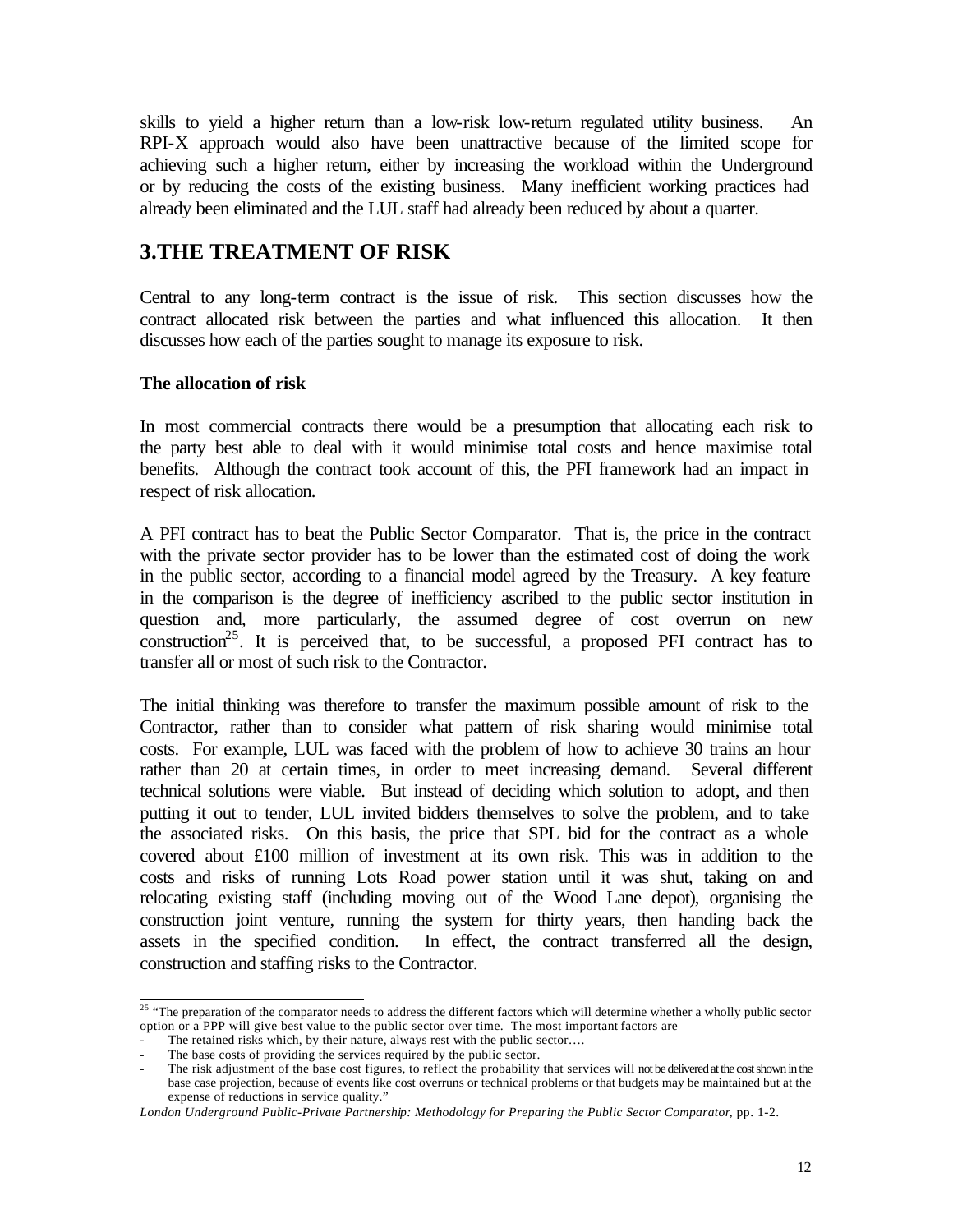skills to yield a higher return than a low-risk low-return regulated utility business. An RPI-X approach would also have been unattractive because of the limited scope for achieving such a higher return, either by increasing the workload within the Underground or by reducing the costs of the existing business. Many inefficient working practices had already been eliminated and the LUL staff had already been reduced by about a quarter.

## 3.THE TREATMENT OF RISK

Central to any long-term contract is the issue of risk. This section discusses how the contract allocated risk between the parties and what influenced this allocation. It then discusses how each of the parties sought to manage its exposure to risk.

### The allocation of risk

In most commercial contracts there would be a presumption that allocating each risk to the party best able to deal with it would minimise total costs and hence maximise total benefits. Although the contract took account of this, the PFI framework had an impact in respect of risk allocation.

A PFI contract has to beat the Public Sector Comparator. That is, the price in the contract with the private sector provider has to be lower than the estimated cost of doing the work in the public sector, according to a financial model agreed by the Treasury. A key feature in the comparison is the degree of inefficiency ascribed to the public sector institution in question and, more particularly, the assumed degree of cost overrun on new construction[25]. It is perceived that, to be successful, a proposed PFI contract has to transfer all or most of such risk to the Contractor.

The initial thinking was therefore to transfer the maximum possible amount of risk to the Contractor, rather than to consider what pattern of risk sharing would minimise total costs. For example, LUL was faced with the problem of how to achieve 30 trains an hour rather than 20 at certain times, in order to meet increasing demand. Several different technical solutions were viable. But instead of deciding which solution to adopt, and then putting it out to tender, LUL invited bidders themselves to solve the problem, and to take the associated risks. On this basis, the price that SPL bid for the contract as a whole covered about £100 million of investment at its own risk. This was in addition to the costs and risks of running Lots Road power station until it was shut, taking on and relocating existing staff (including moving out of the Wood Lane depot), organising the construction joint venture, running the system for thirty years, then handing back the assets in the specified condition. In effect, the contract transferred all the design, construction and staffing risks to the Contractor.

---

[25] "The preparation of the comparator needs to address the different factors which will determine whether a wholly public sector option or a PPP will give best value to the public sector over time. The most important factors are

- The retained risks which, by their nature, always rest with the public sector….
- The base costs of providing the services required by the public sector.
- The risk adjustment of the base cost figures, to reflect the probability that services will not be delivered at the cost shown in the base case projection, because of events like cost overruns or technical problems or that budgets may be maintained but at the expense of reductions in service quality."

*London Underground Public-Private Partnership: Methodology for Preparing the Public Sector Comparator*, pp. 1-2.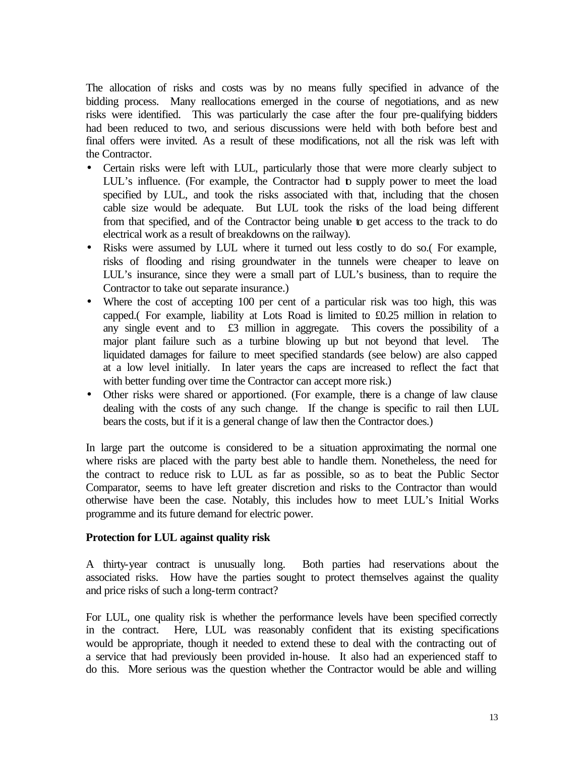The allocation of risks and costs was by no means fully specified in advance of the bidding process. Many reallocations emerged in the course of negotiations, and as new risks were identified. This was particularly the case after the four pre-qualifying bidders had been reduced to two, and serious discussions were held with both before best and final offers were invited. As a result of these modifications, not all the risk was left with the Contractor.

- Certain risks were left with LUL, particularly those that were more clearly subject to LUL's influence. (For example, the Contractor had to supply power to meet the load specified by LUL, and took the risks associated with that, including that the chosen cable size would be adequate. But LUL took the risks of the load being different from that specified, and of the Contractor being unable to get access to the track to do electrical work as a result of breakdowns on the railway).
- Risks were assumed by LUL where it turned out less costly to do so.( For example, risks of flooding and rising groundwater in the tunnels were cheaper to leave on LUL's insurance, since they were a small part of LUL's business, than to require the Contractor to take out separate insurance.)
- Where the cost of accepting 100 per cent of a particular risk was too high, this was capped.( For example, liability at Lots Road is limited to £0.25 million in relation to any single event and to £3 million in aggregate. This covers the possibility of a major plant failure such as a turbine blowing up but not beyond that level. The liquidated damages for failure to meet specified standards (see below) are also capped at a low level initially. In later years the caps are increased to reflect the fact that with better funding over time the Contractor can accept more risk.)
- Other risks were shared or apportioned. (For example, there is a change of law clause dealing with the costs of any such change. If the change is specific to rail then LUL bears the costs, but if it is a general change of law then the Contractor does.)

In large part the outcome is considered to be a situation approximating the normal one where risks are placed with the party best able to handle them. Nonetheless, the need for the contract to reduce risk to LUL as far as possible, so as to beat the Public Sector Comparator, seems to have left greater discretion and risks to the Contractor than would otherwise have been the case. Notably, this includes how to meet LUL's Initial Works programme and its future demand for electric power.

**Protection for LUL against quality risk**

A thirty-year contract is unusually long. Both parties had reservations about the associated risks. How have the parties sought to protect themselves against the quality and price risks of such a long-term contract?

For LUL, one quality risk is whether the performance levels have been specified correctly in the contract. Here, LUL was reasonably confident that its existing specifications would be appropriate, though it needed to extend these to deal with the contracting out of a service that had previously been provided in-house. It also had an experienced staff to do this. More serious was the question whether the Contractor would be able and willing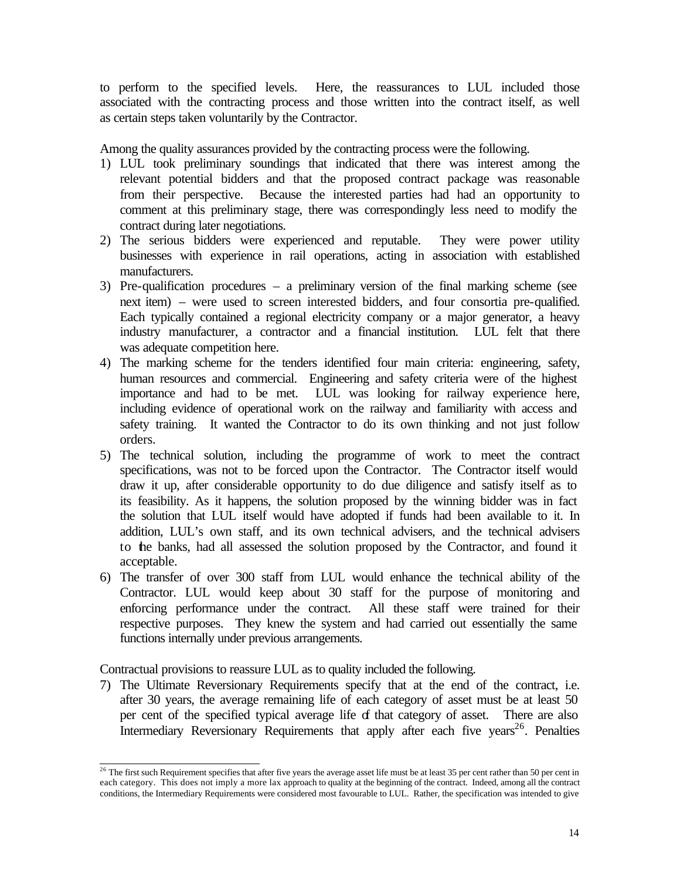to perform to the specified levels. Here, the reassurances to LUL included those associated with the contracting process and those written into the contract itself, as well as certain steps taken voluntarily by the Contractor.

Among the quality assurances provided by the contracting process were the following.

1) LUL took preliminary soundings that indicated that there was interest among the relevant potential bidders and that the proposed contract package was reasonable from their perspective. Because the interested parties had had an opportunity to comment at this preliminary stage, there was correspondingly less need to modify the contract during later negotiations.
2) The serious bidders were experienced and reputable. They were power utility businesses with experience in rail operations, acting in association with established manufacturers.
3) Pre-qualification procedures – a preliminary version of the final marking scheme (see next item) – were used to screen interested bidders, and four consortia pre-qualified. Each typically contained a regional electricity company or a major generator, a heavy industry manufacturer, a contractor and a financial institution. LUL felt that there was adequate competition here.
4) The marking scheme for the tenders identified four main criteria: engineering, safety, human resources and commercial. Engineering and safety criteria were of the highest importance and had to be met. LUL was looking for railway experience here, including evidence of operational work on the railway and familiarity with access and safety training. It wanted the Contractor to do its own thinking and not just follow orders.
5) The technical solution, including the programme of work to meet the contract specifications, was not to be forced upon the Contractor. The Contractor itself would draw it up, after considerable opportunity to do due diligence and satisfy itself as to its feasibility. As it happens, the solution proposed by the winning bidder was in fact the solution that LUL itself would have adopted if funds had been available to it. In addition, LUL's own staff, and its own technical advisers, and the technical advisers to the banks, had all assessed the solution proposed by the Contractor, and found it acceptable.
6) The transfer of over 300 staff from LUL would enhance the technical ability of the Contractor. LUL would keep about 30 staff for the purpose of monitoring and enforcing performance under the contract. All these staff were trained for their respective purposes. They knew the system and had carried out essentially the same functions internally under previous arrangements.

Contractual provisions to reassure LUL as to quality included the following.

7) The Ultimate Reversionary Requirements specify that at the end of the contract, i.e. after 30 years, the average remaining life of each category of asset must be at least 50 per cent of the specified typical average life of that category of asset. There are also Intermediary Reversionary Requirements that apply after each five years[26]. Penalties

[26] The first such Requirement specifies that after five years the average asset life must be at least 35 per cent rather than 50 per cent in each category. This does not imply a more lax approach to quality at the beginning of the contract. Indeed, among all the contract conditions, the Intermediary Requirements were considered most favourable to LUL. Rather, the specification was intended to give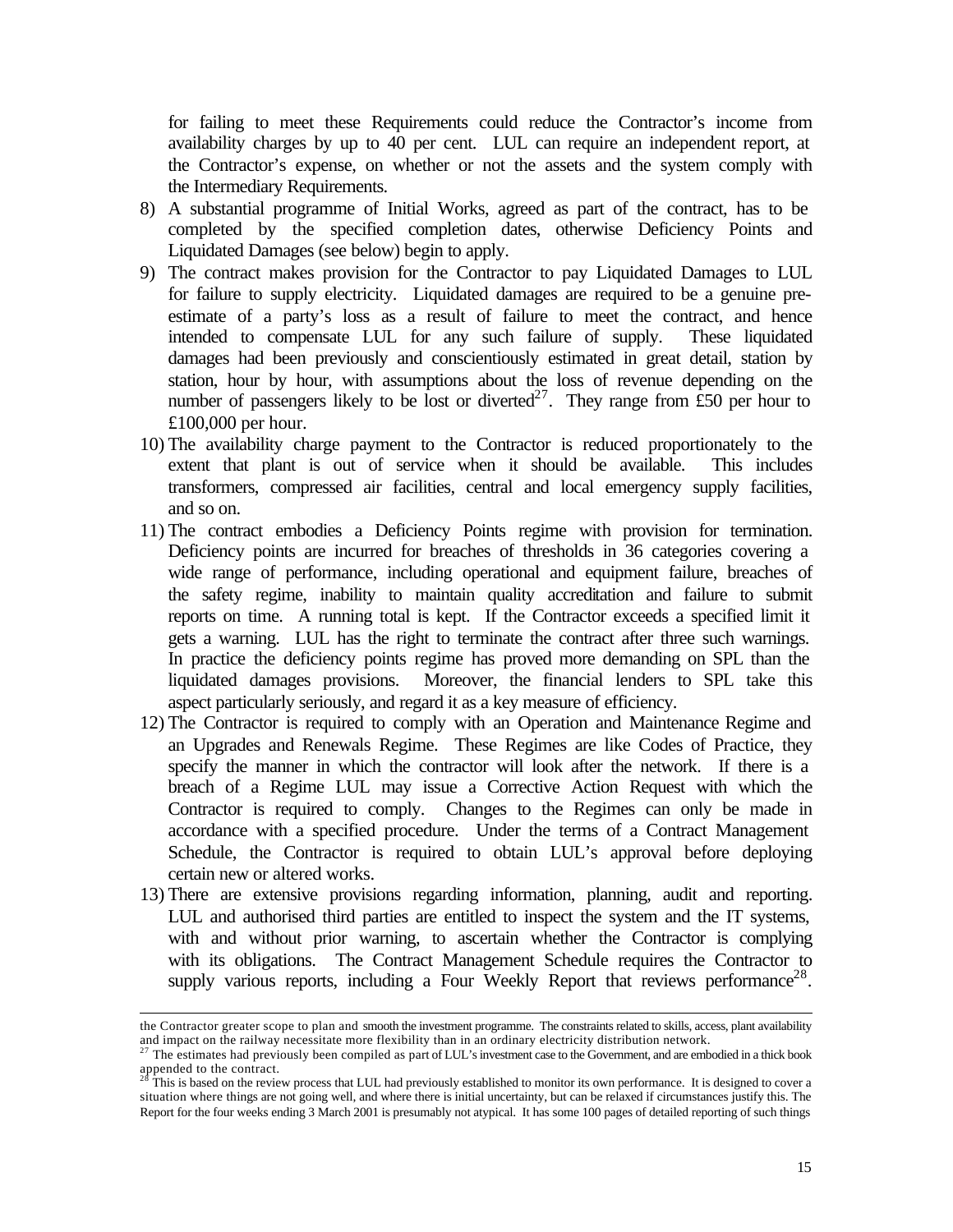for failing to meet these Requirements could reduce the Contractor's income from availability charges by up to 40 per cent. LUL can require an independent report, at the Contractor's expense, on whether or not the assets and the system comply with the Intermediary Requirements.

8) A substantial programme of Initial Works, agreed as part of the contract, has to be completed by the specified completion dates, otherwise Deficiency Points and Liquidated Damages (see below) begin to apply.
9) The contract makes provision for the Contractor to pay Liquidated Damages to LUL for failure to supply electricity. Liquidated damages are required to be a genuine pre-estimate of a party's loss as a result of failure to meet the contract, and hence intended to compensate LUL for any such failure of supply. These liquidated damages had been previously and conscientiously estimated in great detail, station by station, hour by hour, with assumptions about the loss of revenue depending on the number of passengers likely to be lost or diverted[27]. They range from £50 per hour to £100,000 per hour.
10) The availability charge payment to the Contractor is reduced proportionately to the extent that plant is out of service when it should be available. This includes transformers, compressed air facilities, central and local emergency supply facilities, and so on.
11) The contract embodies a Deficiency Points regime with provision for termination. Deficiency points are incurred for breaches of thresholds in 36 categories covering a wide range of performance, including operational and equipment failure, breaches of the safety regime, inability to maintain quality accreditation and failure to submit reports on time. A running total is kept. If the Contractor exceeds a specified limit it gets a warning. LUL has the right to terminate the contract after three such warnings. In practice the deficiency points regime has proved more demanding on SPL than the liquidated damages provisions. Moreover, the financial lenders to SPL take this aspect particularly seriously, and regard it as a key measure of efficiency.
12) The Contractor is required to comply with an Operation and Maintenance Regime and an Upgrades and Renewals Regime. These Regimes are like Codes of Practice, they specify the manner in which the contractor will look after the network. If there is a breach of a Regime LUL may issue a Corrective Action Request with which the Contractor is required to comply. Changes to the Regimes can only be made in accordance with a specified procedure. Under the terms of a Contract Management Schedule, the Contractor is required to obtain LUL's approval before deploying certain new or altered works.
13) There are extensive provisions regarding information, planning, audit and reporting. LUL and authorised third parties are entitled to inspect the system and the IT systems, with and without prior warning, to ascertain whether the Contractor is complying with its obligations. The Contract Management Schedule requires the Contractor to supply various reports, including a Four Weekly Report that reviews performance[28].

---

the Contractor greater scope to plan and smooth the investment programme. The constraints related to skills, access, plant availability and impact on the railway necessitate more flexibility than in an ordinary electricity distribution network.

[27] The estimates had previously been compiled as part of LUL's investment case to the Government, and are embodied in a thick book appended to the contract.

[28] This is based on the review process that LUL had previously established to monitor its own performance. It is designed to cover a situation where things are not going well, and where there is initial uncertainty, but can be relaxed if circumstances justify this. The Report for the four weeks ending 3 March 2001 is presumably not atypical. It has some 100 pages of detailed reporting of such things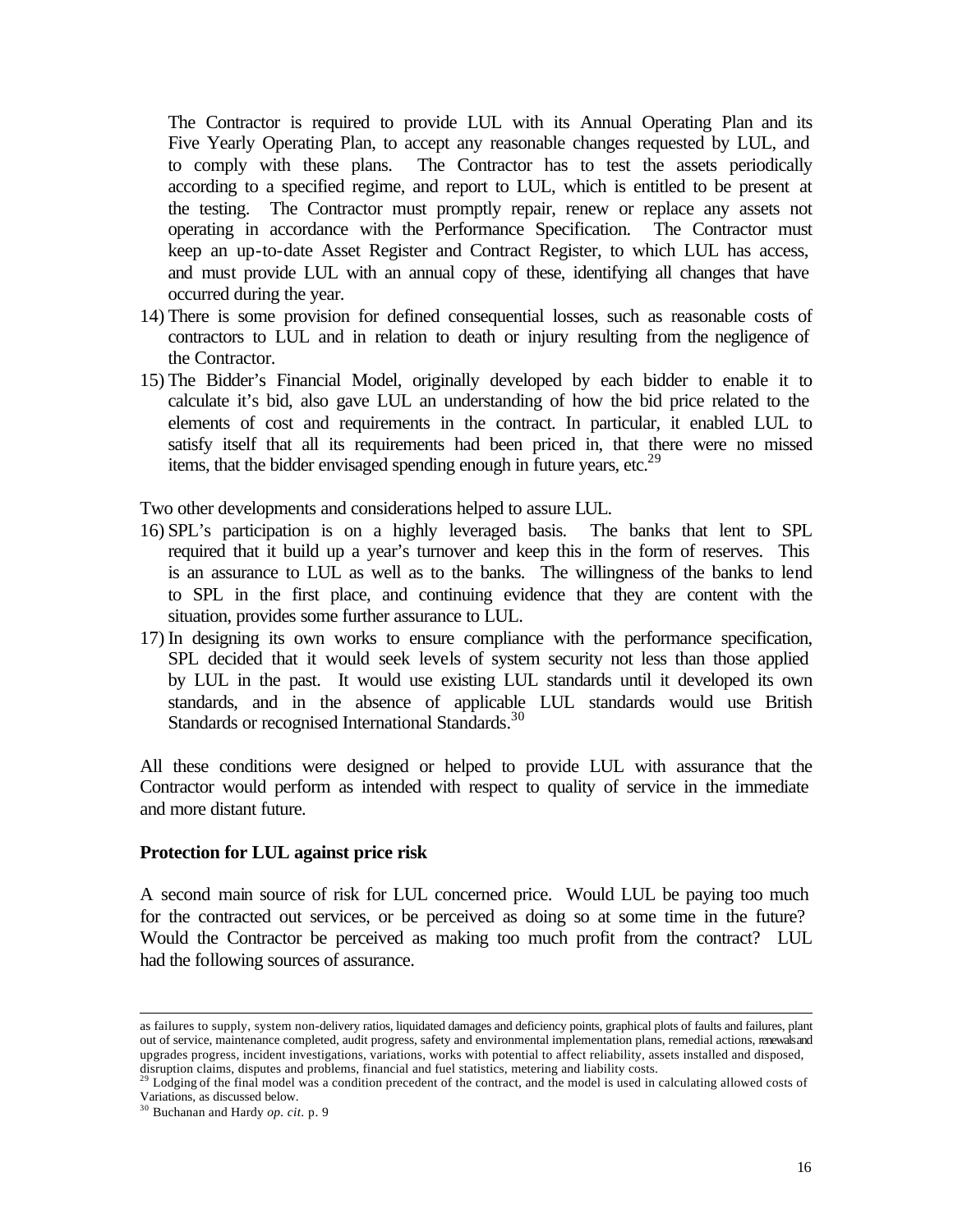The Contractor is required to provide LUL with its Annual Operating Plan and its Five Yearly Operating Plan, to accept any reasonable changes requested by LUL, and to comply with these plans. The Contractor has to test the assets periodically according to a specified regime, and report to LUL, which is entitled to be present at the testing. The Contractor must promptly repair, renew or replace any assets not operating in accordance with the Performance Specification. The Contractor must keep an up-to-date Asset Register and Contract Register, to which LUL has access, and must provide LUL with an annual copy of these, identifying all changes that have occurred during the year.

14) There is some provision for defined consequential losses, such as reasonable costs of contractors to LUL and in relation to death or injury resulting from the negligence of the Contractor.
15) The Bidder's Financial Model, originally developed by each bidder to enable it to calculate it's bid, also gave LUL an understanding of how the bid price related to the elements of cost and requirements in the contract. In particular, it enabled LUL to satisfy itself that all its requirements had been priced in, that there were no missed items, that the bidder envisaged spending enough in future years, etc.[29]

Two other developments and considerations helped to assure LUL.

16) SPL's participation is on a highly leveraged basis. The banks that lent to SPL required that it build up a year's turnover and keep this in the form of reserves. This is an assurance to LUL as well as to the banks. The willingness of the banks to lend to SPL in the first place, and continuing evidence that they are content with the situation, provides some further assurance to LUL.
17) In designing its own works to ensure compliance with the performance specification, SPL decided that it would seek levels of system security not less than those applied by LUL in the past. It would use existing LUL standards until it developed its own standards, and in the absence of applicable LUL standards would use British Standards or recognised International Standards.[30]

All these conditions were designed or helped to provide LUL with assurance that the Contractor would perform as intended with respect to quality of service in the immediate and more distant future.

**Protection for LUL against price risk**

A second main source of risk for LUL concerned price. Would LUL be paying too much for the contracted out services, or be perceived as doing so at some time in the future? Would the Contractor be perceived as making too much profit from the contract? LUL had the following sources of assurance.

---

as failures to supply, system non-delivery ratios, liquidated damages and deficiency points, graphical plots of faults and failures, plant out of service, maintenance completed, audit progress, safety and environmental implementation plans, remedial actions, renewals and upgrades progress, incident investigations, variations, works with potential to affect reliability, assets installed and disposed, disruption claims, disputes and problems, financial and fuel statistics, metering and liability costs.

[29] Lodging of the final model was a condition precedent of the contract, and the model is used in calculating allowed costs of Variations, as discussed below.

[30] Buchanan and Hardy *op. cit.* p. 9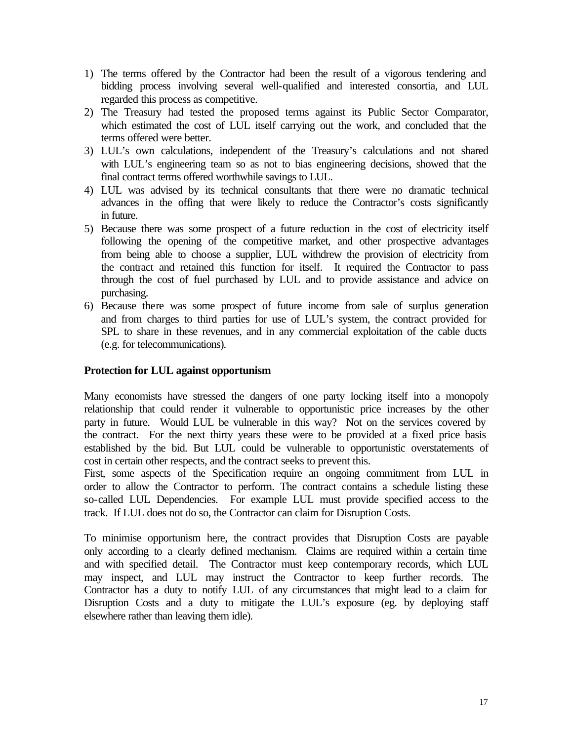1) The terms offered by the Contractor had been the result of a vigorous tendering and bidding process involving several well-qualified and interested consortia, and LUL regarded this process as competitive.
2) The Treasury had tested the proposed terms against its Public Sector Comparator, which estimated the cost of LUL itself carrying out the work, and concluded that the terms offered were better.
3) LUL's own calculations, independent of the Treasury's calculations and not shared with LUL's engineering team so as not to bias engineering decisions, showed that the final contract terms offered worthwhile savings to LUL.
4) LUL was advised by its technical consultants that there were no dramatic technical advances in the offing that were likely to reduce the Contractor's costs significantly in future.
5) Because there was some prospect of a future reduction in the cost of electricity itself following the opening of the competitive market, and other prospective advantages from being able to choose a supplier, LUL withdrew the provision of electricity from the contract and retained this function for itself. It required the Contractor to pass through the cost of fuel purchased by LUL and to provide assistance and advice on purchasing.
6) Because there was some prospect of future income from sale of surplus generation and from charges to third parties for use of LUL's system, the contract provided for SPL to share in these revenues, and in any commercial exploitation of the cable ducts (e.g. for telecommunications).

**Protection for LUL against opportunism**

Many economists have stressed the dangers of one party locking itself into a monopoly relationship that could render it vulnerable to opportunistic price increases by the other party in future. Would LUL be vulnerable in this way? Not on the services covered by the contract. For the next thirty years these were to be provided at a fixed price basis established by the bid. But LUL could be vulnerable to opportunistic overstatements of cost in certain other respects, and the contract seeks to prevent this.

First, some aspects of the Specification require an ongoing commitment from LUL in order to allow the Contractor to perform. The contract contains a schedule listing these so-called LUL Dependencies. For example LUL must provide specified access to the track. If LUL does not do so, the Contractor can claim for Disruption Costs.

To minimise opportunism here, the contract provides that Disruption Costs are payable only according to a clearly defined mechanism. Claims are required within a certain time and with specified detail. The Contractor must keep contemporary records, which LUL may inspect, and LUL may instruct the Contractor to keep further records. The Contractor has a duty to notify LUL of any circumstances that might lead to a claim for Disruption Costs and a duty to mitigate the LUL's exposure (eg. by deploying staff elsewhere rather than leaving them idle).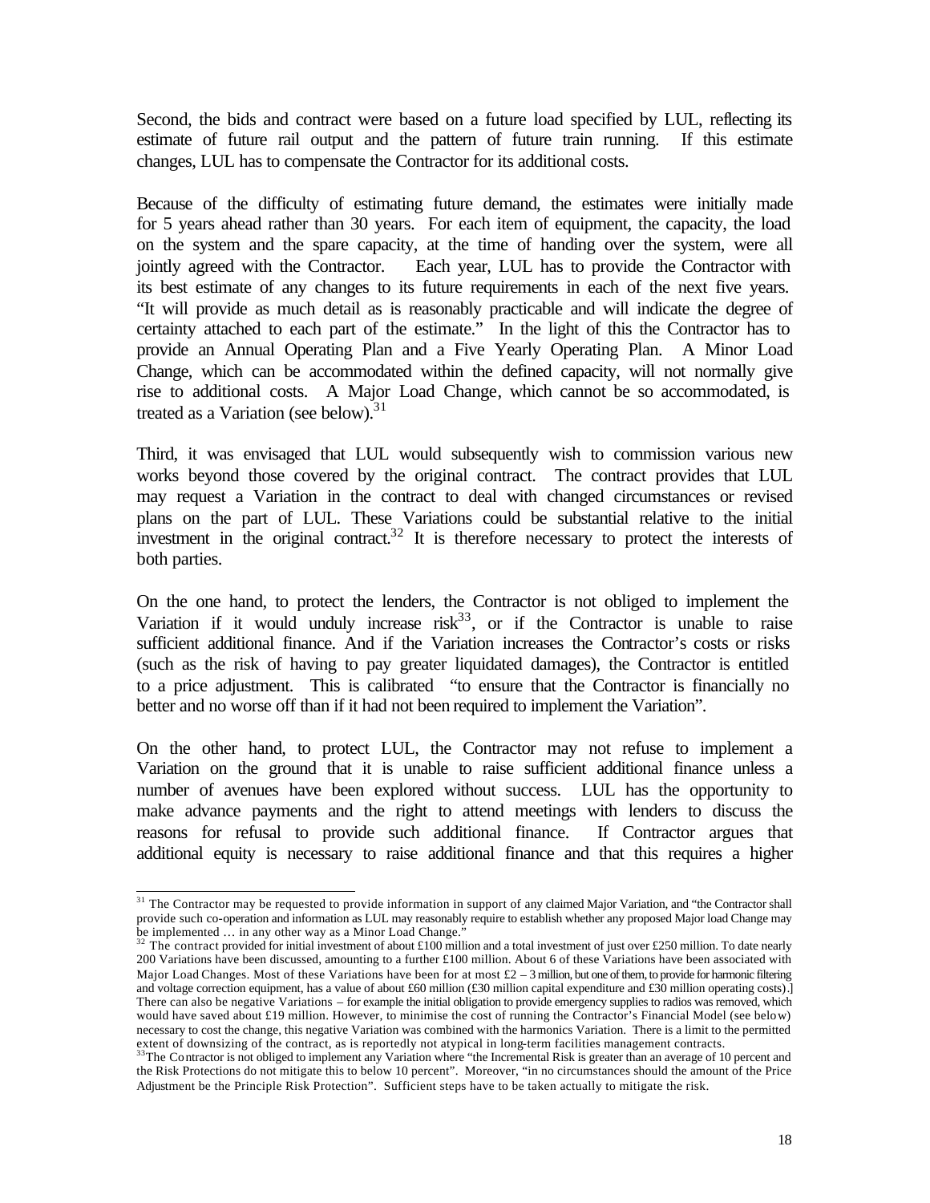Second, the bids and contract were based on a future load specified by LUL, reflecting its estimate of future rail output and the pattern of future train running. If this estimate changes, LUL has to compensate the Contractor for its additional costs.

Because of the difficulty of estimating future demand, the estimates were initially made for 5 years ahead rather than 30 years. For each item of equipment, the capacity, the load on the system and the spare capacity, at the time of handing over the system, were all jointly agreed with the Contractor. Each year, LUL has to provide the Contractor with its best estimate of any changes to its future requirements in each of the next five years. "It will provide as much detail as is reasonably practicable and will indicate the degree of certainty attached to each part of the estimate." In the light of this the Contractor has to provide an Annual Operating Plan and a Five Yearly Operating Plan. A Minor Load Change, which can be accommodated within the defined capacity, will not normally give rise to additional costs. A Major Load Change, which cannot be so accommodated, is treated as a Variation (see below).[31]

Third, it was envisaged that LUL would subsequently wish to commission various new works beyond those covered by the original contract. The contract provides that LUL may request a Variation in the contract to deal with changed circumstances or revised plans on the part of LUL. These Variations could be substantial relative to the initial investment in the original contract.[32] It is therefore necessary to protect the interests of both parties.

On the one hand, to protect the lenders, the Contractor is not obliged to implement the Variation if it would unduly increase risk[33], or if the Contractor is unable to raise sufficient additional finance. And if the Variation increases the Contractor's costs or risks (such as the risk of having to pay greater liquidated damages), the Contractor is entitled to a price adjustment. This is calibrated "to ensure that the Contractor is financially no better and no worse off than if it had not been required to implement the Variation".

On the other hand, to protect LUL, the Contractor may not refuse to implement a Variation on the ground that it is unable to raise sufficient additional finance unless a number of avenues have been explored without success. LUL has the opportunity to make advance payments and the right to attend meetings with lenders to discuss the reasons for refusal to provide such additional finance. If Contractor argues that additional equity is necessary to raise additional finance and that this requires a higher

---

[31] The Contractor may be requested to provide information in support of any claimed Major Variation, and "the Contractor shall provide such co-operation and information as LUL may reasonably require to establish whether any proposed Major load Change may be implemented … in any other way as a Minor Load Change."

[32] The contract provided for initial investment of about £100 million and a total investment of just over £250 million. To date nearly 200 Variations have been discussed, amounting to a further £100 million. About 6 of these Variations have been associated with Major Load Changes. Most of these Variations have been for at most £2 – 3 million, but one of them, to provide for harmonic filtering and voltage correction equipment, has a value of about £60 million (£30 million capital expenditure and £30 million operating costs).] There can also be negative Variations – for example the initial obligation to provide emergency supplies to radios was removed, which would have saved about £19 million. However, to minimise the cost of running the Contractor's Financial Model (see below) necessary to cost the change, this negative Variation was combined with the harmonics Variation. There is a limit to the permitted extent of downsizing of the contract, as is reportedly not atypical in long-term facilities management contracts.

[33] The Contractor is not obliged to implement any Variation where "the Incremental Risk is greater than an average of 10 percent and the Risk Protections do not mitigate this to below 10 percent". Moreover, "in no circumstances should the amount of the Price Adjustment be the Principle Risk Protection". Sufficient steps have to be taken actually to mitigate the risk.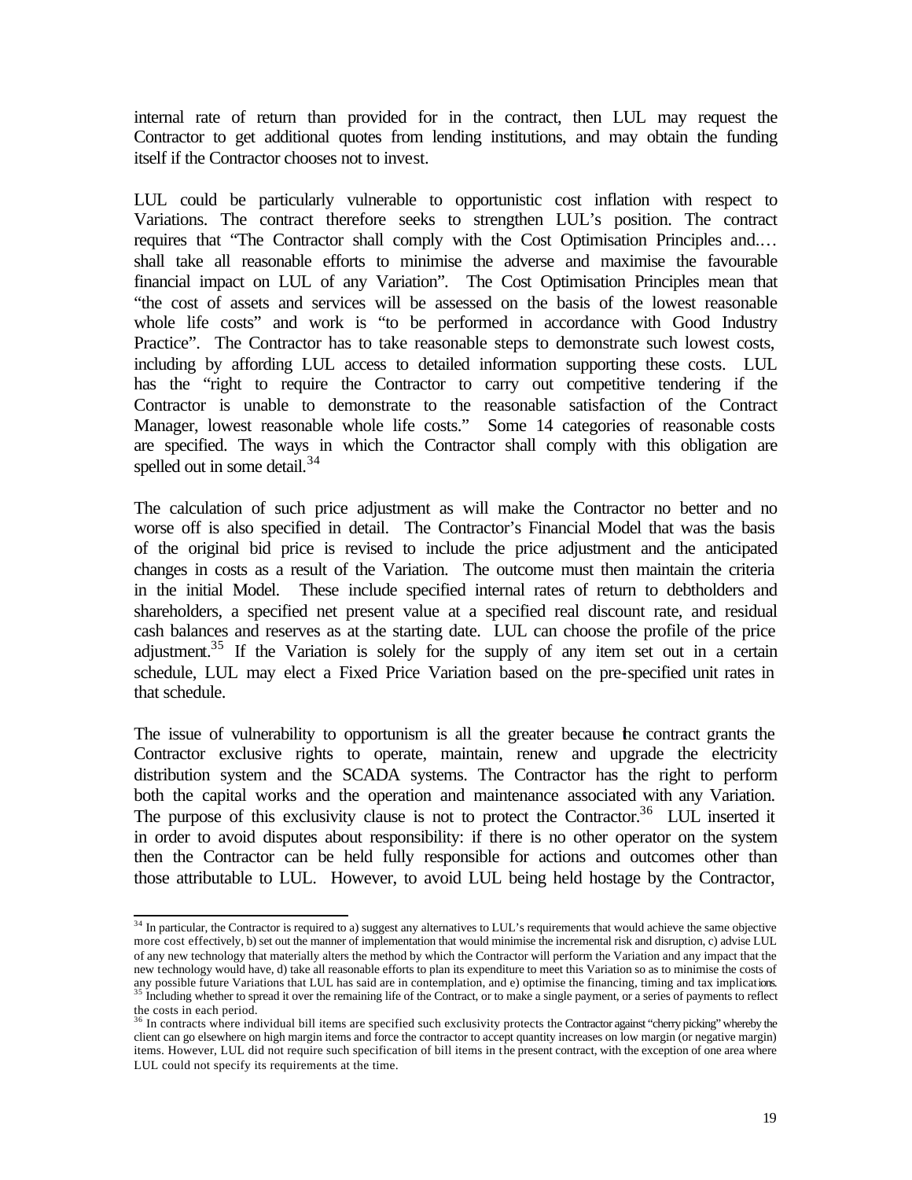internal rate of return than provided for in the contract, then LUL may request the Contractor to get additional quotes from lending institutions, and may obtain the funding itself if the Contractor chooses not to invest.

LUL could be particularly vulnerable to opportunistic cost inflation with respect to Variations. The contract therefore seeks to strengthen LUL's position. The contract requires that "The Contractor shall comply with the Cost Optimisation Principles and.… shall take all reasonable efforts to minimise the adverse and maximise the favourable financial impact on LUL of any Variation". The Cost Optimisation Principles mean that "the cost of assets and services will be assessed on the basis of the lowest reasonable whole life costs" and work is "to be performed in accordance with Good Industry Practice". The Contractor has to take reasonable steps to demonstrate such lowest costs, including by affording LUL access to detailed information supporting these costs. LUL has the "right to require the Contractor to carry out competitive tendering if the Contractor is unable to demonstrate to the reasonable satisfaction of the Contract Manager, lowest reasonable whole life costs." Some 14 categories of reasonable costs are specified. The ways in which the Contractor shall comply with this obligation are spelled out in some detail.[34]

The calculation of such price adjustment as will make the Contractor no better and no worse off is also specified in detail. The Contractor's Financial Model that was the basis of the original bid price is revised to include the price adjustment and the anticipated changes in costs as a result of the Variation. The outcome must then maintain the criteria in the initial Model. These include specified internal rates of return to debtholders and shareholders, a specified net present value at a specified real discount rate, and residual cash balances and reserves as at the starting date. LUL can choose the profile of the price adjustment.[35] If the Variation is solely for the supply of any item set out in a certain schedule, LUL may elect a Fixed Price Variation based on the pre-specified unit rates in that schedule.

The issue of vulnerability to opportunism is all the greater because the contract grants the Contractor exclusive rights to operate, maintain, renew and upgrade the electricity distribution system and the SCADA systems. The Contractor has the right to perform both the capital works and the operation and maintenance associated with any Variation. The purpose of this exclusivity clause is not to protect the Contractor.[36] LUL inserted it in order to avoid disputes about responsibility: if there is no other operator on the system then the Contractor can be held fully responsible for actions and outcomes other than those attributable to LUL. However, to avoid LUL being held hostage by the Contractor,

---

[34] In particular, the Contractor is required to a) suggest any alternatives to LUL's requirements that would achieve the same objective more cost effectively, b) set out the manner of implementation that would minimise the incremental risk and disruption, c) advise LUL of any new technology that materially alters the method by which the Contractor will perform the Variation and any impact that the new technology would have, d) take all reasonable efforts to plan its expenditure to meet this Variation so as to minimise the costs of any possible future Variations that LUL has said are in contemplation, and e) optimise the financing, timing and tax implications.

[35] Including whether to spread it over the remaining life of the Contract, or to make a single payment, or a series of payments to reflect the costs in each period.

[36] In contracts where individual bill items are specified such exclusivity protects the Contractor against "cherry picking" whereby the client can go elsewhere on high margin items and force the contractor to accept quantity increases on low margin (or negative margin) items. However, LUL did not require such specification of bill items in the present contract, with the exception of one area where LUL could not specify its requirements at the time.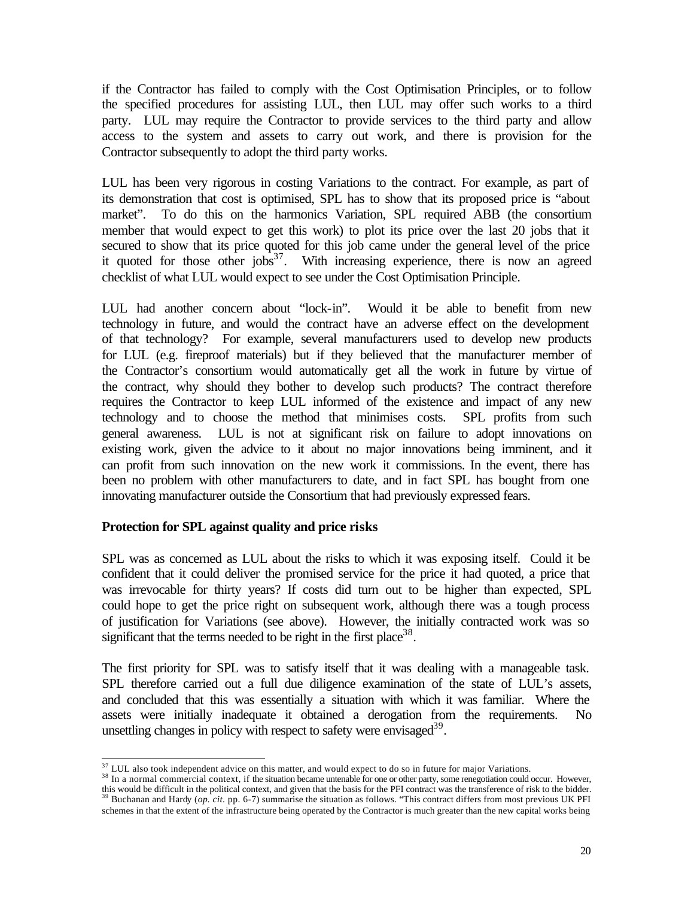if the Contractor has failed to comply with the Cost Optimisation Principles, or to follow the specified procedures for assisting LUL, then LUL may offer such works to a third party. LUL may require the Contractor to provide services to the third party and allow access to the system and assets to carry out work, and there is provision for the Contractor subsequently to adopt the third party works.

LUL has been very rigorous in costing Variations to the contract. For example, as part of its demonstration that cost is optimised, SPL has to show that its proposed price is "about market". To do this on the harmonics Variation, SPL required ABB (the consortium member that would expect to get this work) to plot its price over the last 20 jobs that it secured to show that its price quoted for this job came under the general level of the price it quoted for those other jobs[37]. With increasing experience, there is now an agreed checklist of what LUL would expect to see under the Cost Optimisation Principle.

LUL had another concern about "lock-in". Would it be able to benefit from new technology in future, and would the contract have an adverse effect on the development of that technology? For example, several manufacturers used to develop new products for LUL (e.g. fireproof materials) but if they believed that the manufacturer member of the Contractor's consortium would automatically get all the work in future by virtue of the contract, why should they bother to develop such products? The contract therefore requires the Contractor to keep LUL informed of the existence and impact of any new technology and to choose the method that minimises costs. SPL profits from such general awareness. LUL is not at significant risk on failure to adopt innovations on existing work, given the advice to it about no major innovations being imminent, and it can profit from such innovation on the new work it commissions. In the event, there has been no problem with other manufacturers to date, and in fact SPL has bought from one innovating manufacturer outside the Consortium that had previously expressed fears.

**Protection for SPL against quality and price risks**

SPL was as concerned as LUL about the risks to which it was exposing itself. Could it be confident that it could deliver the promised service for the price it had quoted, a price that was irrevocable for thirty years? If costs did turn out to be higher than expected, SPL could hope to get the price right on subsequent work, although there was a tough process of justification for Variations (see above). However, the initially contracted work was so significant that the terms needed to be right in the first place[38].

The first priority for SPL was to satisfy itself that it was dealing with a manageable task. SPL therefore carried out a full due diligence examination of the state of LUL's assets, and concluded that this was essentially a situation with which it was familiar. Where the assets were initially inadequate it obtained a derogation from the requirements. No unsettling changes in policy with respect to safety were envisaged[39].

---

[37] LUL also took independent advice on this matter, and would expect to do so in future for major Variations.

[38] In a normal commercial context, if the situation became untenable for one or other party, some renegotiation could occur. However, this would be difficult in the political context, and given that the basis for the PFI contract was the transference of risk to the bidder.

[39] Buchanan and Hardy (*op. cit.* pp. 6-7) summarise the situation as follows. "This contract differs from most previous UK PFI schemes in that the extent of the infrastructure being operated by the Contractor is much greater than the new capital works being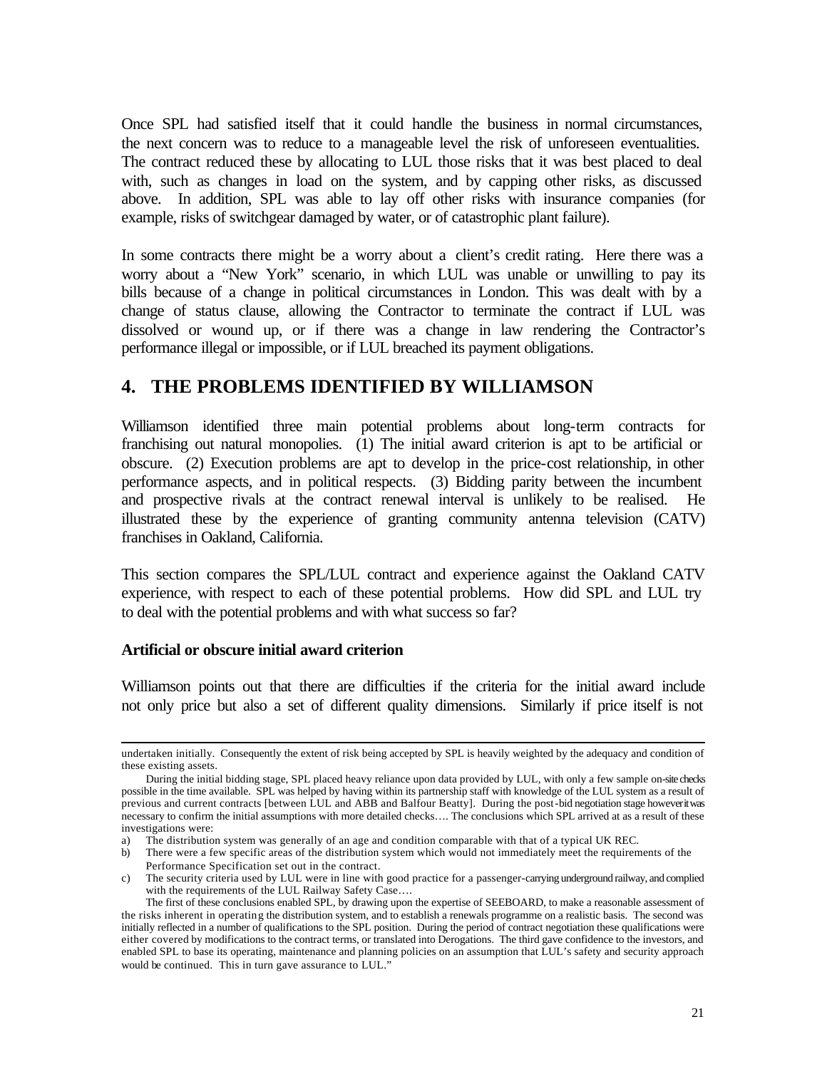Once SPL had satisfied itself that it could handle the business in normal circumstances, the next concern was to reduce to a manageable level the risk of unforeseen eventualities. The contract reduced these by allocating to LUL those risks that it was best placed to deal with, such as changes in load on the system, and by capping other risks, as discussed above. In addition, SPL was able to lay off other risks with insurance companies (for example, risks of switchgear damaged by water, or of catastrophic plant failure).

In some contracts there might be a worry about a client's credit rating. Here there was a worry about a "New York" scenario, in which LUL was unable or unwilling to pay its bills because of a change in political circumstances in London. This was dealt with by a change of status clause, allowing the Contractor to terminate the contract if LUL was dissolved or wound up, or if there was a change in law rendering the Contractor's performance illegal or impossible, or if LUL breached its payment obligations.

## 4. THE PROBLEMS IDENTIFIED BY WILLIAMSON

Williamson identified three main potential problems about long-term contracts for franchising out natural monopolies. (1) The initial award criterion is apt to be artificial or obscure. (2) Execution problems are apt to develop in the price-cost relationship, in other performance aspects, and in political respects. (3) Bidding parity between the incumbent and prospective rivals at the contract renewal interval is unlikely to be realised. He illustrated these by the experience of granting community antenna television (CATV) franchises in Oakland, California.

This section compares the SPL/LUL contract and experience against the Oakland CATV experience, with respect to each of these potential problems. How did SPL and LUL try to deal with the potential problems and with what success so far?

### Artificial or obscure initial award criterion

Williamson points out that there are difficulties if the criteria for the initial award include not only price but also a set of different quality dimensions. Similarly if price itself is not

---

undertaken initially. Consequently the extent of risk being accepted by SPL is heavily weighted by the adequacy and condition of these existing assets.

During the initial bidding stage, SPL placed heavy reliance upon data provided by LUL, with only a few sample on-site checks possible in the time available. SPL was helped by having within its partnership staff with knowledge of the LUL system as a result of previous and current contracts [between LUL and ABB and Balfour Beatty]. During the post-bid negotiation stage however it was necessary to confirm the initial assumptions with more detailed checks…. The conclusions which SPL arrived at as a result of these investigations were:

a) The distribution system was generally of an age and condition comparable with that of a typical UK REC.
b) There were a few specific areas of the distribution system which would not immediately meet the requirements of the Performance Specification set out in the contract.
c) The security criteria used by LUL were in line with good practice for a passenger-carrying underground railway, and complied with the requirements of the LUL Railway Safety Case….

The first of these conclusions enabled SPL, by drawing upon the expertise of SEEBOARD, to make a reasonable assessment of the risks inherent in operating the distribution system, and to establish a renewals programme on a realistic basis. The second was initially reflected in a number of qualifications to the SPL position. During the period of contract negotiation these qualifications were either covered by modifications to the contract terms, or translated into Derogations. The third gave confidence to the investors, and enabled SPL to base its operating, maintenance and planning policies on an assumption that LUL's safety and security approach would be continued. This in turn gave assurance to LUL."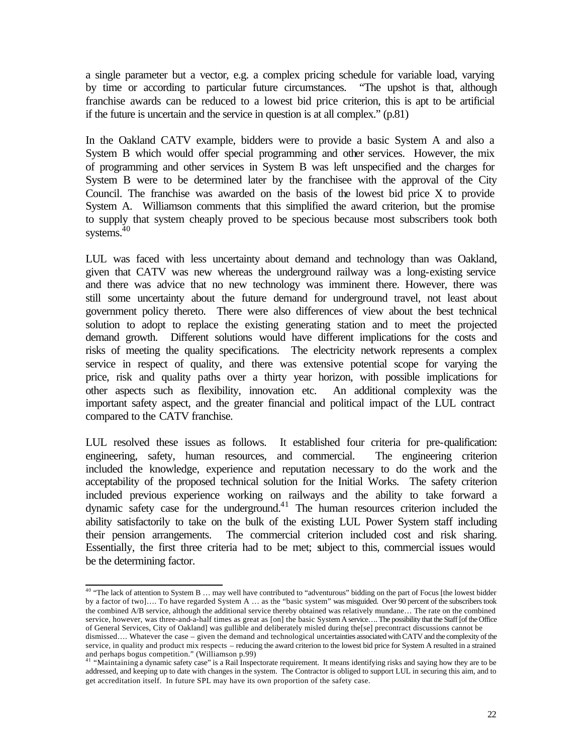a single parameter but a vector, e.g. a complex pricing schedule for variable load, varying by time or according to particular future circumstances. "The upshot is that, although franchise awards can be reduced to a lowest bid price criterion, this is apt to be artificial if the future is uncertain and the service in question is at all complex." (p.81)

In the Oakland CATV example, bidders were to provide a basic System A and also a System B which would offer special programming and other services. However, the mix of programming and other services in System B was left unspecified and the charges for System B were to be determined later by the franchisee with the approval of the City Council. The franchise was awarded on the basis of the lowest bid price X to provide System A. Williamson comments that this simplified the award criterion, but the promise to supply that system cheaply proved to be specious because most subscribers took both systems.[40]

LUL was faced with less uncertainty about demand and technology than was Oakland, given that CATV was new whereas the underground railway was a long-existing service and there was advice that no new technology was imminent there. However, there was still some uncertainty about the future demand for underground travel, not least about government policy thereto. There were also differences of view about the best technical solution to adopt to replace the existing generating station and to meet the projected demand growth. Different solutions would have different implications for the costs and risks of meeting the quality specifications. The electricity network represents a complex service in respect of quality, and there was extensive potential scope for varying the price, risk and quality paths over a thirty year horizon, with possible implications for other aspects such as flexibility, innovation etc. An additional complexity was the important safety aspect, and the greater financial and political impact of the LUL contract compared to the CATV franchise.

LUL resolved these issues as follows. It established four criteria for pre-qualification: engineering, safety, human resources, and commercial. The engineering criterion included the knowledge, experience and reputation necessary to do the work and the acceptability of the proposed technical solution for the Initial Works. The safety criterion included previous experience working on railways and the ability to take forward a dynamic safety case for the underground.[41] The human resources criterion included the ability satisfactorily to take on the bulk of the existing LUL Power System staff including their pension arrangements. The commercial criterion included cost and risk sharing. Essentially, the first three criteria had to be met; subject to this, commercial issues would be the determining factor.

---

[40] "The lack of attention to System B … may well have contributed to "adventurous" bidding on the part of Focus [the lowest bidder by a factor of two]…. To have regarded System A … as the "basic system" was misguided. Over 90 percent of the subscribers took the combined A/B service, although the additional service thereby obtained was relatively mundane… The rate on the combined service, however, was three-and-a-half times as great as [on] the basic System A service…. The possibility that the Staff [of the Office of General Services, City of Oakland] was gullible and deliberately misled during the[se] precontract discussions cannot be dismissed…. Whatever the case – given the demand and technological uncertainties associated with CATV and the complexity of the service, in quality and product mix respects – reducing the award criterion to the lowest bid price for System A resulted in a strained and perhaps bogus competition." (Williamson p.99)

[41] "Maintaining a dynamic safety case" is a Rail Inspectorate requirement. It means identifying risks and saying how they are to be addressed, and keeping up to date with changes in the system. The Contractor is obliged to support LUL in securing this aim, and to get accreditation itself. In future SPL may have its own proportion of the safety case.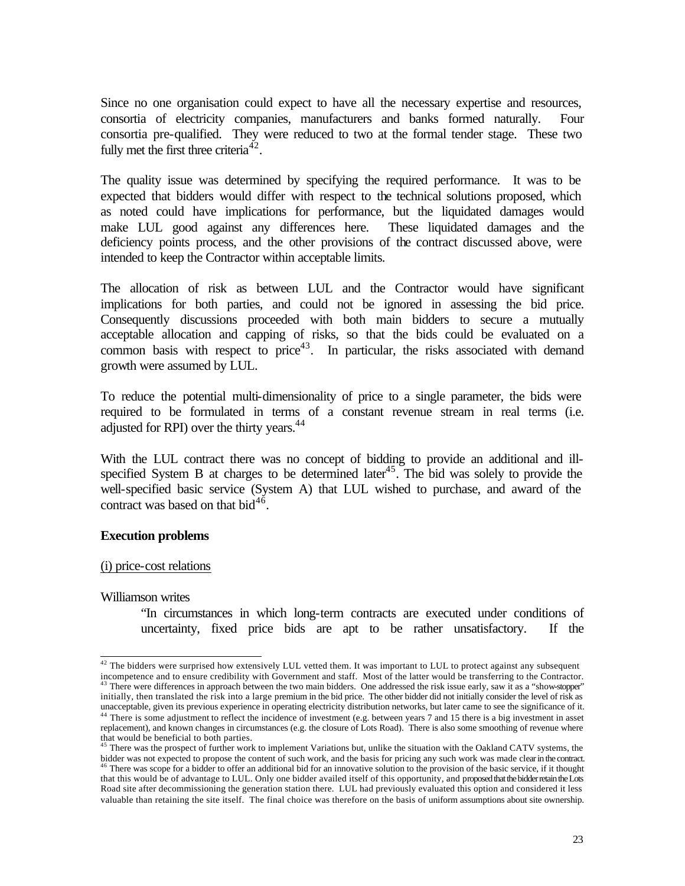Since no one organisation could expect to have all the necessary expertise and resources, consortia of electricity companies, manufacturers and banks formed naturally. Four consortia pre-qualified. They were reduced to two at the formal tender stage. These two fully met the first three criteria[42].

The quality issue was determined by specifying the required performance. It was to be expected that bidders would differ with respect to the technical solutions proposed, which as noted could have implications for performance, but the liquidated damages would make LUL good against any differences here. These liquidated damages and the deficiency points process, and the other provisions of the contract discussed above, were intended to keep the Contractor within acceptable limits.

The allocation of risk as between LUL and the Contractor would have significant implications for both parties, and could not be ignored in assessing the bid price. Consequently discussions proceeded with both main bidders to secure a mutually acceptable allocation and capping of risks, so that the bids could be evaluated on a common basis with respect to price[43]. In particular, the risks associated with demand growth were assumed by LUL.

To reduce the potential multi-dimensionality of price to a single parameter, the bids were required to be formulated in terms of a constant revenue stream in real terms (i.e. adjusted for RPI) over the thirty years.[44]

With the LUL contract there was no concept of bidding to provide an additional and ill-specified System B at charges to be determined later[45]. The bid was solely to provide the well-specified basic service (System A) that LUL wished to purchase, and award of the contract was based on that bid[46].

**Execution problems**

(i) price-cost relations

Williamson writes

> "In circumstances in which long-term contracts are executed under conditions of uncertainty, fixed price bids are apt to be rather unsatisfactory. If the

---

[42] The bidders were surprised how extensively LUL vetted them. It was important to LUL to protect against any subsequent incompetence and to ensure credibility with Government and staff. Most of the latter would be transferring to the Contractor.

[43] There were differences in approach between the two main bidders. One addressed the risk issue early, saw it as a "show-stopper" initially, then translated the risk into a large premium in the bid price. The other bidder did not initially consider the level of risk as unacceptable, given its previous experience in operating electricity distribution networks, but later came to see the significance of it.

[44] There is some adjustment to reflect the incidence of investment (e.g. between years 7 and 15 there is a big investment in asset replacement), and known changes in circumstances (e.g. the closure of Lots Road). There is also some smoothing of revenue where that would be beneficial to both parties.

[45] There was the prospect of further work to implement Variations but, unlike the situation with the Oakland CATV systems, the bidder was not expected to propose the content of such work, and the basis for pricing any such work was made clear in the contract.

[46] There was scope for a bidder to offer an additional bid for an innovative solution to the provision of the basic service, if it thought that this would be of advantage to LUL. Only one bidder availed itself of this opportunity, and proposed that the bidder retain the Lots Road site after decommissioning the generation station there. LUL had previously evaluated this option and considered it less valuable than retaining the site itself. The final choice was therefore on the basis of uniform assumptions about site ownership.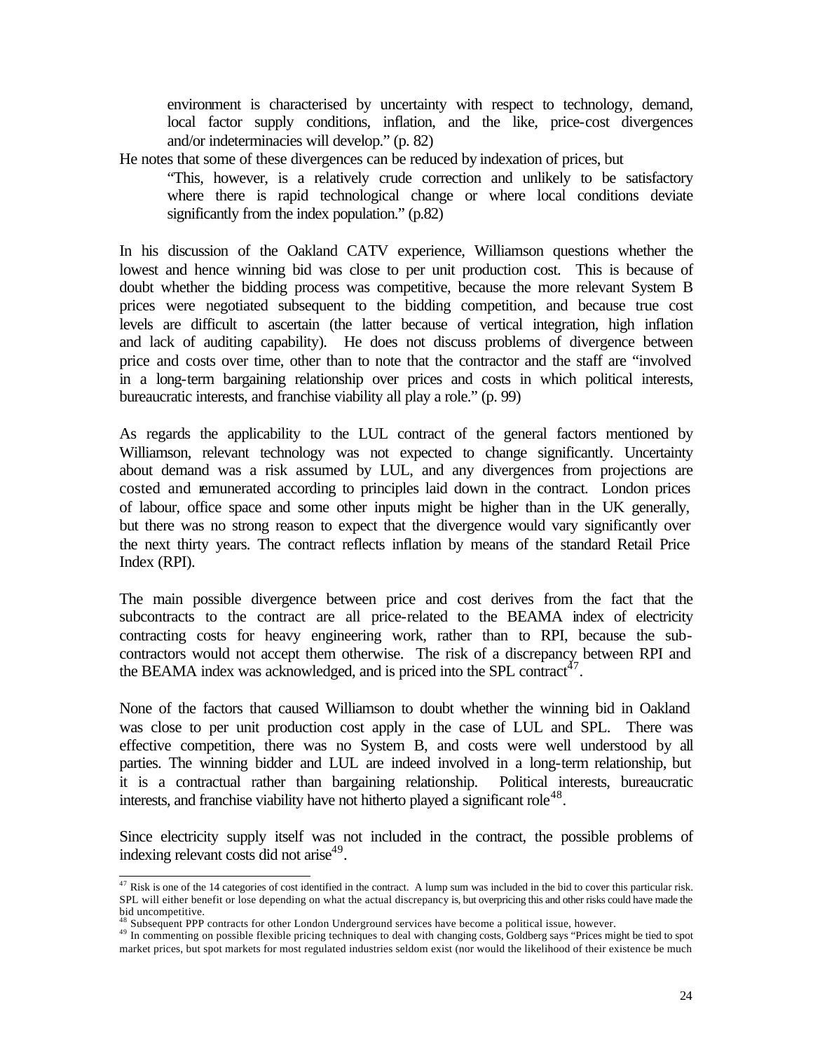> environment is characterised by uncertainty with respect to technology, demand, local factor supply conditions, inflation, and the like, price-cost divergences and/or indeterminacies will develop." (p. 82)

He notes that some of these divergences can be reduced by indexation of prices, but

> "This, however, is a relatively crude correction and unlikely to be satisfactory where there is rapid technological change or where local conditions deviate significantly from the index population." (p.82)

In his discussion of the Oakland CATV experience, Williamson questions whether the lowest and hence winning bid was close to per unit production cost. This is because of doubt whether the bidding process was competitive, because the more relevant System B prices were negotiated subsequent to the bidding competition, and because true cost levels are difficult to ascertain (the latter because of vertical integration, high inflation and lack of auditing capability). He does not discuss problems of divergence between price and costs over time, other than to note that the contractor and the staff are "involved in a long-term bargaining relationship over prices and costs in which political interests, bureaucratic interests, and franchise viability all play a role." (p. 99)

As regards the applicability to the LUL contract of the general factors mentioned by Williamson, relevant technology was not expected to change significantly. Uncertainty about demand was a risk assumed by LUL, and any divergences from projections are costed and remunerated according to principles laid down in the contract. London prices of labour, office space and some other inputs might be higher than in the UK generally, but there was no strong reason to expect that the divergence would vary significantly over the next thirty years. The contract reflects inflation by means of the standard Retail Price Index (RPI).

The main possible divergence between price and cost derives from the fact that the subcontracts to the contract are all price-related to the BEAMA index of electricity contracting costs for heavy engineering work, rather than to RPI, because the sub-contractors would not accept them otherwise. The risk of a discrepancy between RPI and the BEAMA index was acknowledged, and is priced into the SPL contract[47].

None of the factors that caused Williamson to doubt whether the winning bid in Oakland was close to per unit production cost apply in the case of LUL and SPL. There was effective competition, there was no System B, and costs were well understood by all parties. The winning bidder and LUL are indeed involved in a long-term relationship, but it is a contractual rather than bargaining relationship. Political interests, bureaucratic interests, and franchise viability have not hitherto played a significant role[48].

Since electricity supply itself was not included in the contract, the possible problems of indexing relevant costs did not arise[49].

---

[47] Risk is one of the 14 categories of cost identified in the contract. A lump sum was included in the bid to cover this particular risk. SPL will either benefit or lose depending on what the actual discrepancy is, but overpricing this and other risks could have made the bid uncompetitive.

[48] Subsequent PPP contracts for other London Underground services have become a political issue, however.

[49] In commenting on possible flexible pricing techniques to deal with changing costs, Goldberg says "Prices might be tied to spot market prices, but spot markets for most regulated industries seldom exist (nor would the likelihood of their existence be much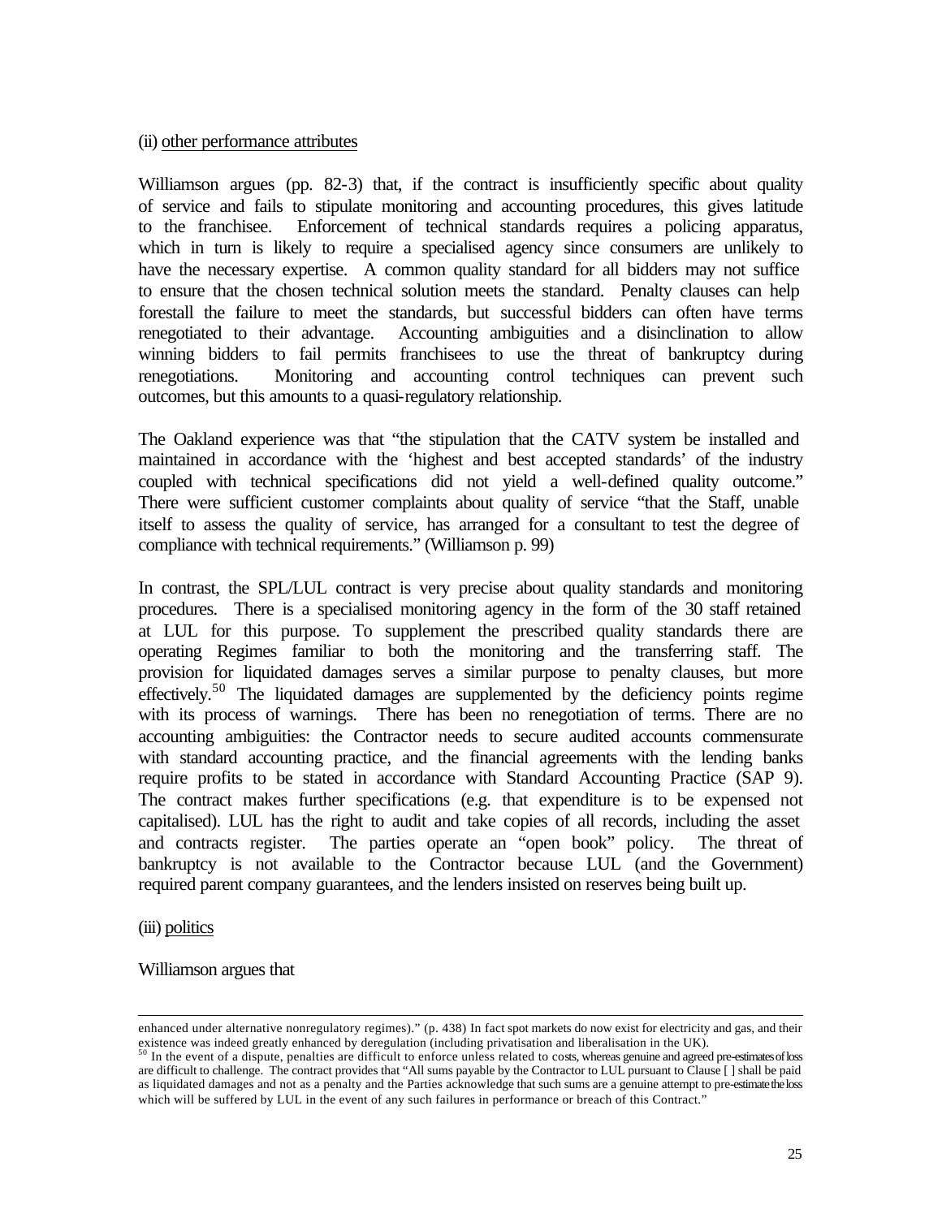(ii) <u>other performance attributes</u>

Williamson argues (pp. 82-3) that, if the contract is insufficiently specific about quality of service and fails to stipulate monitoring and accounting procedures, this gives latitude to the franchisee. Enforcement of technical standards requires a policing apparatus, which in turn is likely to require a specialised agency since consumers are unlikely to have the necessary expertise. A common quality standard for all bidders may not suffice to ensure that the chosen technical solution meets the standard. Penalty clauses can help forestall the failure to meet the standards, but successful bidders can often have terms renegotiated to their advantage. Accounting ambiguities and a disinclination to allow winning bidders to fail permits franchisees to use the threat of bankruptcy during renegotiations. Monitoring and accounting control techniques can prevent such outcomes, but this amounts to a quasi-regulatory relationship.

The Oakland experience was that "the stipulation that the CATV system be installed and maintained in accordance with the 'highest and best accepted standards' of the industry coupled with technical specifications did not yield a well-defined quality outcome." There were sufficient customer complaints about quality of service "that the Staff, unable itself to assess the quality of service, has arranged for a consultant to test the degree of compliance with technical requirements." (Williamson p. 99)

In contrast, the SPL/LUL contract is very precise about quality standards and monitoring procedures. There is a specialised monitoring agency in the form of the 30 staff retained at LUL for this purpose. To supplement the prescribed quality standards there are operating Regimes familiar to both the monitoring and the transferring staff. The provision for liquidated damages serves a similar purpose to penalty clauses, but more effectively.[50] The liquidated damages are supplemented by the deficiency points regime with its process of warnings. There has been no renegotiation of terms. There are no accounting ambiguities: the Contractor needs to secure audited accounts commensurate with standard accounting practice, and the financial agreements with the lending banks require profits to be stated in accordance with Standard Accounting Practice (SAP 9). The contract makes further specifications (e.g. that expenditure is to be expensed not capitalised). LUL has the right to audit and take copies of all records, including the asset and contracts register. The parties operate an "open book" policy. The threat of bankruptcy is not available to the Contractor because LUL (and the Government) required parent company guarantees, and the lenders insisted on reserves being built up.

(iii) <u>politics</u>

Williamson argues that

---

enhanced under alternative nonregulatory regimes)." (p. 438) In fact spot markets do now exist for electricity and gas, and their existence was indeed greatly enhanced by deregulation (including privatisation and liberalisation in the UK).

[50] In the event of a dispute, penalties are difficult to enforce unless related to costs, whereas genuine and agreed pre-estimates of loss are difficult to challenge. The contract provides that "All sums payable by the Contractor to LUL pursuant to Clause [ ] shall be paid as liquidated damages and not as a penalty and the Parties acknowledge that such sums are a genuine attempt to pre-estimate the loss which will be suffered by LUL in the event of any such failures in performance or breach of this Contract."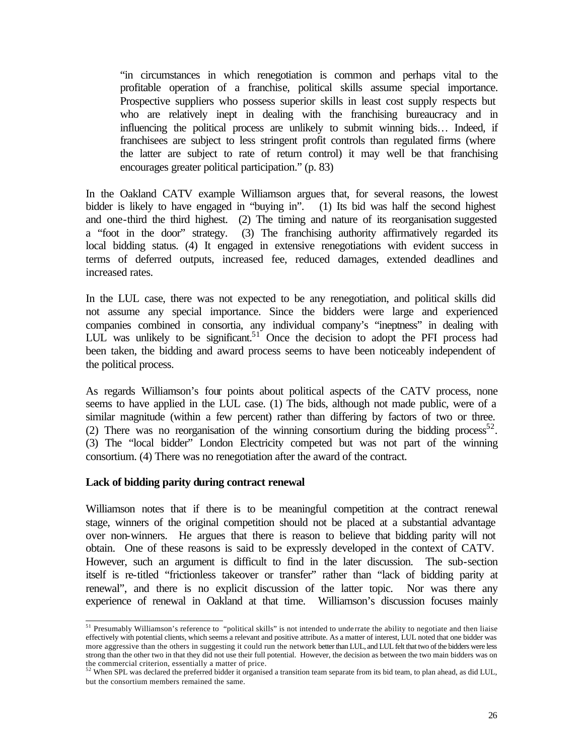> "in circumstances in which renegotiation is common and perhaps vital to the profitable operation of a franchise, political skills assume special importance. Prospective suppliers who possess superior skills in least cost supply respects but who are relatively inept in dealing with the franchising bureaucracy and in influencing the political process are unlikely to submit winning bids… Indeed, if franchisees are subject to less stringent profit controls than regulated firms (where the latter are subject to rate of return control) it may well be that franchising encourages greater political participation." (p. 83)

In the Oakland CATV example Williamson argues that, for several reasons, the lowest bidder is likely to have engaged in "buying in". (1) Its bid was half the second highest and one-third the third highest. (2) The timing and nature of its reorganisation suggested a "foot in the door" strategy. (3) The franchising authority affirmatively regarded its local bidding status. (4) It engaged in extensive renegotiations with evident success in terms of deferred outputs, increased fee, reduced damages, extended deadlines and increased rates.

In the LUL case, there was not expected to be any renegotiation, and political skills did not assume any special importance. Since the bidders were large and experienced companies combined in consortia, any individual company's "ineptness" in dealing with LUL was unlikely to be significant.[51] Once the decision to adopt the PFI process had been taken, the bidding and award process seems to have been noticeably independent of the political process.

As regards Williamson's four points about political aspects of the CATV process, none seems to have applied in the LUL case. (1) The bids, although not made public, were of a similar magnitude (within a few percent) rather than differing by factors of two or three. (2) There was no reorganisation of the winning consortium during the bidding process[52]. (3) The "local bidder" London Electricity competed but was not part of the winning consortium. (4) There was no renegotiation after the award of the contract.

**Lack of bidding parity during contract renewal**

Williamson notes that if there is to be meaningful competition at the contract renewal stage, winners of the original competition should not be placed at a substantial advantage over non-winners. He argues that there is reason to believe that bidding parity will not obtain. One of these reasons is said to be expressly developed in the context of CATV. However, such an argument is difficult to find in the later discussion. The sub-section itself is re-titled "frictionless takeover or transfer" rather than "lack of bidding parity at renewal", and there is no explicit discussion of the latter topic. Nor was there any experience of renewal in Oakland at that time. Williamson's discussion focuses mainly

---

[51] Presumably Williamson's reference to "political skills" is not intended to underrate the ability to negotiate and then liaise effectively with potential clients, which seems a relevant and positive attribute. As a matter of interest, LUL noted that one bidder was more aggressive than the others in suggesting it could run the network better than LUL, and LUL felt that two of the bidders were less strong than the other two in that they did not use their full potential. However, the decision as between the two main bidders was on the commercial criterion, essentially a matter of price.

[52] When SPL was declared the preferred bidder it organised a transition team separate from its bid team, to plan ahead, as did LUL, but the consortium members remained the same.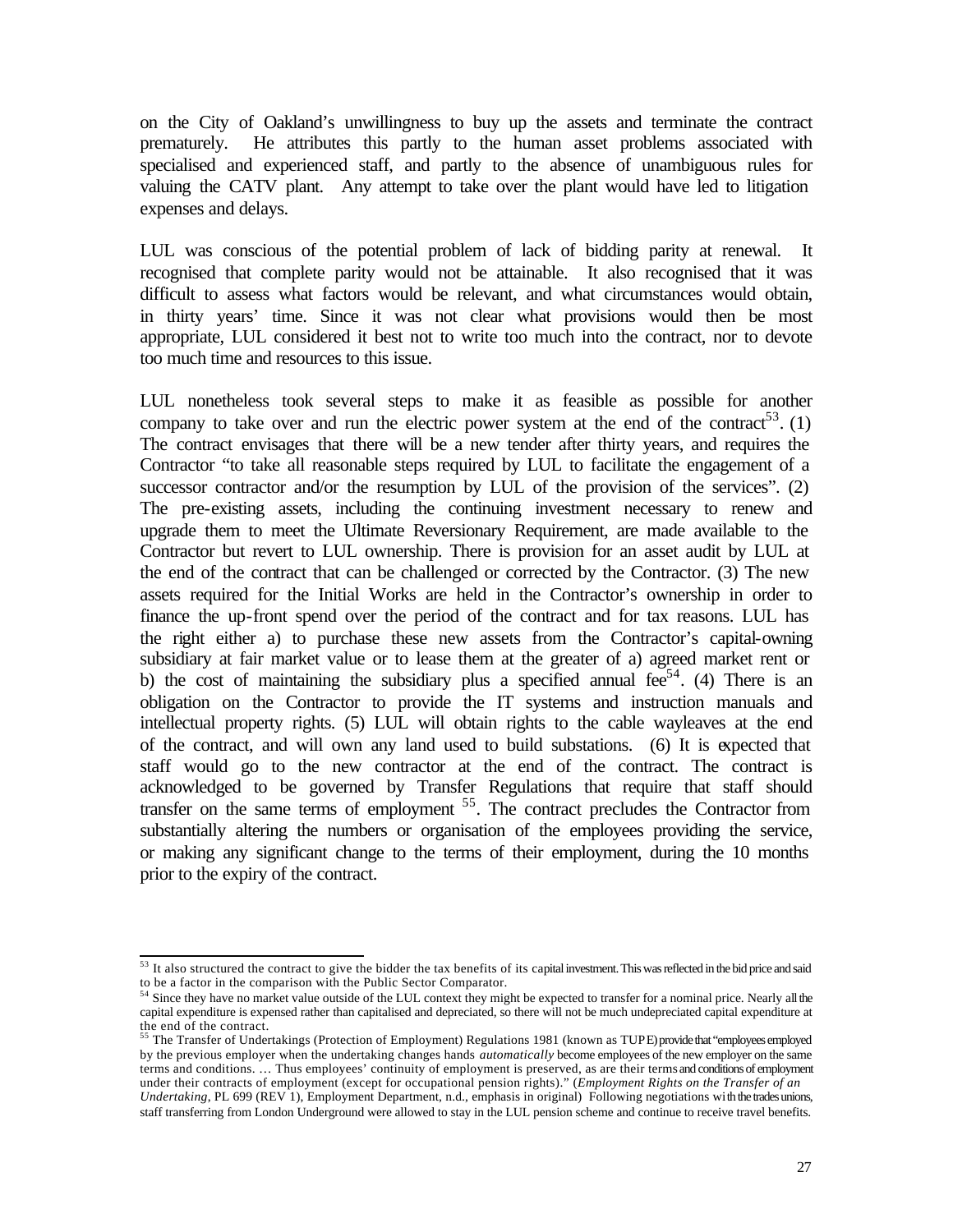on the City of Oakland's unwillingness to buy up the assets and terminate the contract prematurely. He attributes this partly to the human asset problems associated with specialised and experienced staff, and partly to the absence of unambiguous rules for valuing the CATV plant. Any attempt to take over the plant would have led to litigation expenses and delays.

LUL was conscious of the potential problem of lack of bidding parity at renewal. It recognised that complete parity would not be attainable. It also recognised that it was difficult to assess what factors would be relevant, and what circumstances would obtain, in thirty years' time. Since it was not clear what provisions would then be most appropriate, LUL considered it best not to write too much into the contract, nor to devote too much time and resources to this issue.

LUL nonetheless took several steps to make it as feasible as possible for another company to take over and run the electric power system at the end of the contract[53]. (1) The contract envisages that there will be a new tender after thirty years, and requires the Contractor "to take all reasonable steps required by LUL to facilitate the engagement of a successor contractor and/or the resumption by LUL of the provision of the services". (2) The pre-existing assets, including the continuing investment necessary to renew and upgrade them to meet the Ultimate Reversionary Requirement, are made available to the Contractor but revert to LUL ownership. There is provision for an asset audit by LUL at the end of the contract that can be challenged or corrected by the Contractor. (3) The new assets required for the Initial Works are held in the Contractor's ownership in order to finance the up-front spend over the period of the contract and for tax reasons. LUL has the right either a) to purchase these new assets from the Contractor's capital-owning subsidiary at fair market value or to lease them at the greater of a) agreed market rent or b) the cost of maintaining the subsidiary plus a specified annual fee[54]. (4) There is an obligation on the Contractor to provide the IT systems and instruction manuals and intellectual property rights. (5) LUL will obtain rights to the cable wayleaves at the end of the contract, and will own any land used to build substations. (6) It is expected that staff would go to the new contractor at the end of the contract. The contract is acknowledged to be governed by Transfer Regulations that require that staff should transfer on the same terms of employment [55]. The contract precludes the Contractor from substantially altering the numbers or organisation of the employees providing the service, or making any significant change to the terms of their employment, during the 10 months prior to the expiry of the contract.

---

[53] It also structured the contract to give the bidder the tax benefits of its capital investment. This was reflected in the bid price and said to be a factor in the comparison with the Public Sector Comparator.

[54] Since they have no market value outside of the LUL context they might be expected to transfer for a nominal price. Nearly all the capital expenditure is expensed rather than capitalised and depreciated, so there will not be much undepreciated capital expenditure at the end of the contract.

[55] The Transfer of Undertakings (Protection of Employment) Regulations 1981 (known as TUPE) provide that "employees employed by the previous employer when the undertaking changes hands *automatically* become employees of the new employer on the same terms and conditions. … Thus employees' continuity of employment is preserved, as are their terms and conditions of employment under their contracts of employment (except for occupational pension rights)." (*Employment Rights on the Transfer of an Undertaking*, PL 699 (REV 1), Employment Department, n.d., emphasis in original) Following negotiations with the trades unions, staff transferring from London Underground were allowed to stay in the LUL pension scheme and continue to receive travel benefits.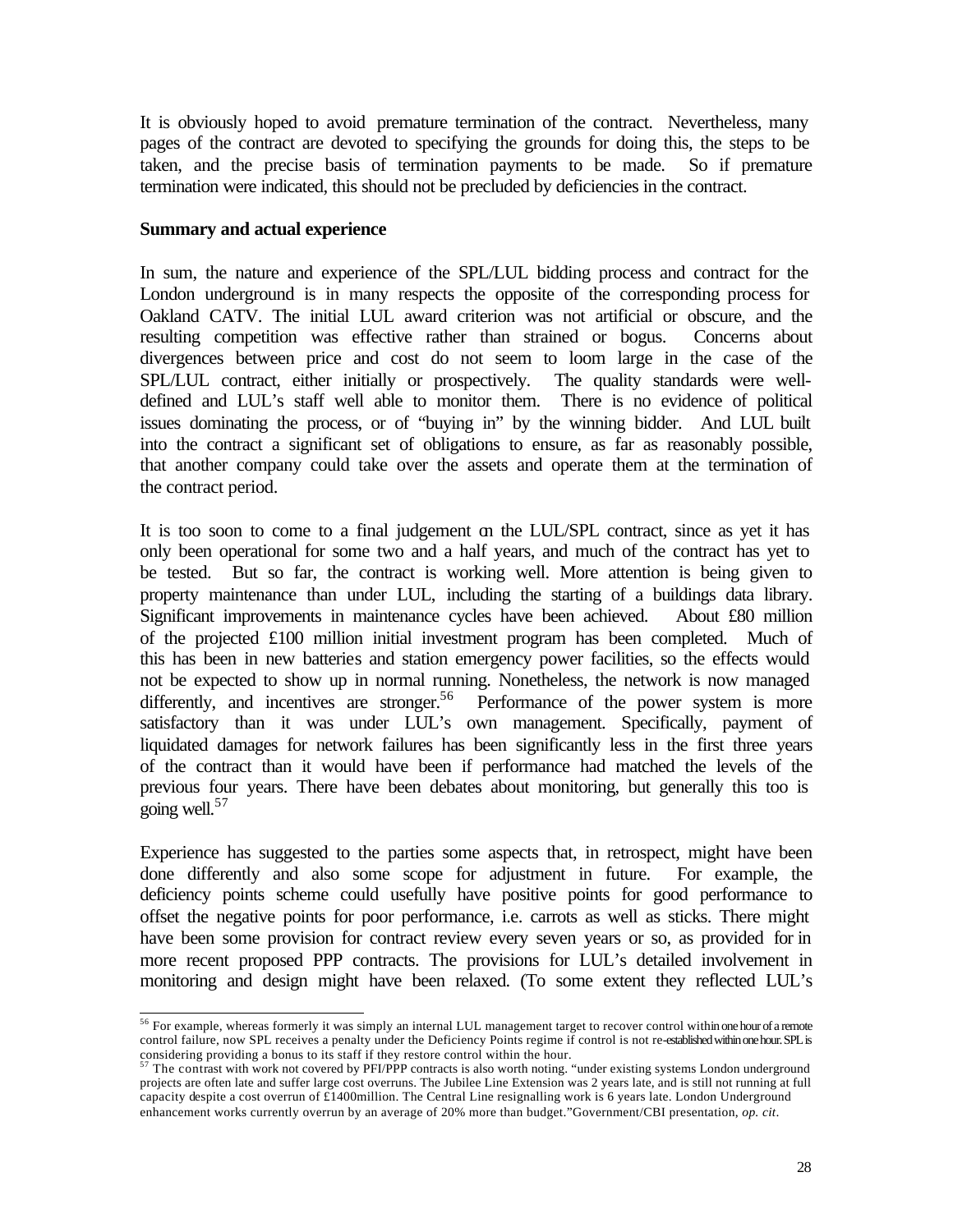It is obviously hoped to avoid premature termination of the contract. Nevertheless, many pages of the contract are devoted to specifying the grounds for doing this, the steps to be taken, and the precise basis of termination payments to be made. So if premature termination were indicated, this should not be precluded by deficiencies in the contract.

**Summary and actual experience**

In sum, the nature and experience of the SPL/LUL bidding process and contract for the London underground is in many respects the opposite of the corresponding process for Oakland CATV. The initial LUL award criterion was not artificial or obscure, and the resulting competition was effective rather than strained or bogus. Concerns about divergences between price and cost do not seem to loom large in the case of the SPL/LUL contract, either initially or prospectively. The quality standards were well-defined and LUL's staff well able to monitor them. There is no evidence of political issues dominating the process, or of "buying in" by the winning bidder. And LUL built into the contract a significant set of obligations to ensure, as far as reasonably possible, that another company could take over the assets and operate them at the termination of the contract period.

It is too soon to come to a final judgement on the LUL/SPL contract, since as yet it has only been operational for some two and a half years, and much of the contract has yet to be tested. But so far, the contract is working well. More attention is being given to property maintenance than under LUL, including the starting of a buildings data library. Significant improvements in maintenance cycles have been achieved. About £80 million of the projected £100 million initial investment program has been completed. Much of this has been in new batteries and station emergency power facilities, so the effects would not be expected to show up in normal running. Nonetheless, the network is now managed differently, and incentives are stronger.[56] Performance of the power system is more satisfactory than it was under LUL's own management. Specifically, payment of liquidated damages for network failures has been significantly less in the first three years of the contract than it would have been if performance had matched the levels of the previous four years. There have been debates about monitoring, but generally this too is going well.[57]

Experience has suggested to the parties some aspects that, in retrospect, might have been done differently and also some scope for adjustment in future. For example, the deficiency points scheme could usefully have positive points for good performance to offset the negative points for poor performance, i.e. carrots as well as sticks. There might have been some provision for contract review every seven years or so, as provided for in more recent proposed PPP contracts. The provisions for LUL's detailed involvement in monitoring and design might have been relaxed. (To some extent they reflected LUL's

---

[56] For example, whereas formerly it was simply an internal LUL management target to recover control within one hour of a remote control failure, now SPL receives a penalty under the Deficiency Points regime if control is not re-established within one hour. SPL is considering providing a bonus to its staff if they restore control within the hour.

[57] The contrast with work not covered by PFI/PPP contracts is also worth noting. "under existing systems London underground projects are often late and suffer large cost overruns. The Jubilee Line Extension was 2 years late, and is still not running at full capacity despite a cost overrun of £1400million. The Central Line resignalling work is 6 years late. London Underground enhancement works currently overrun by an average of 20% more than budget."Government/CBI presentation, *op. cit*.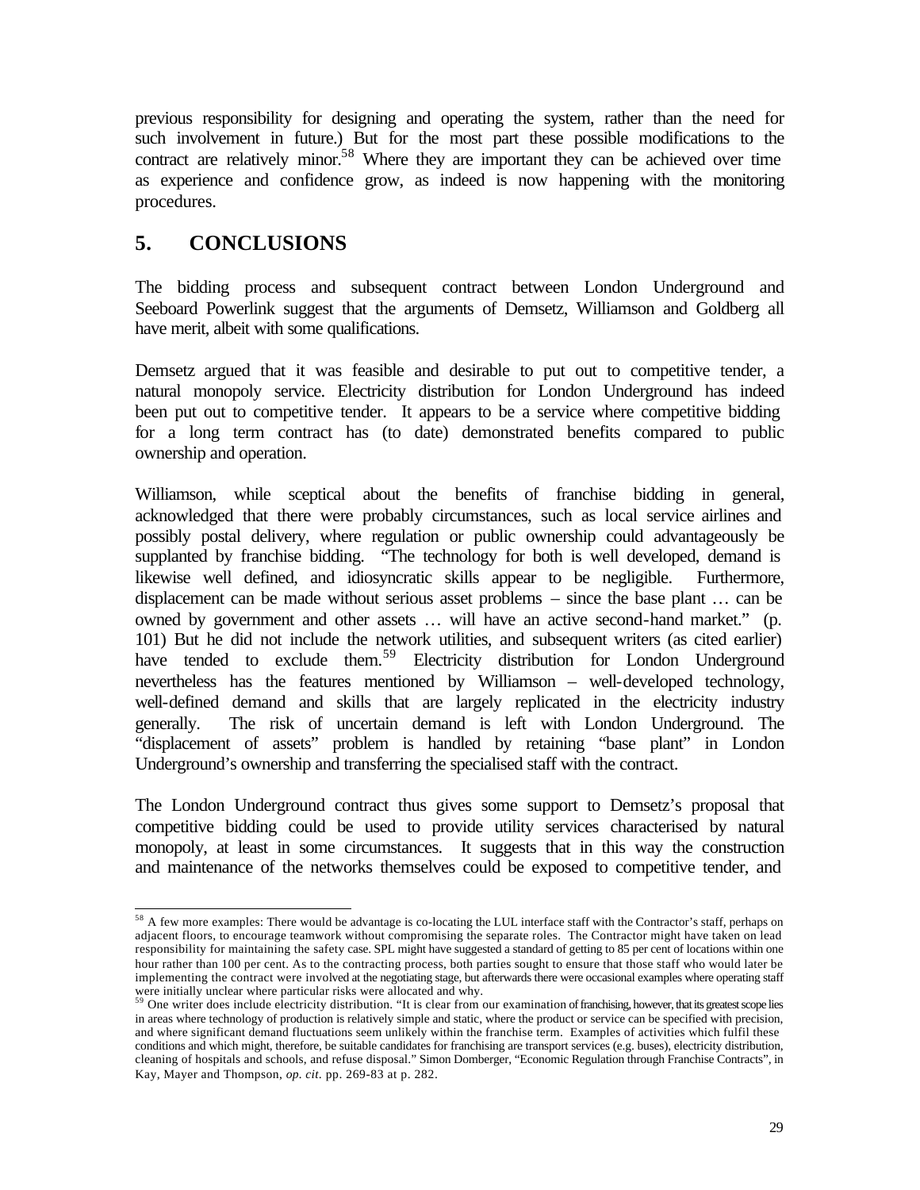previous responsibility for designing and operating the system, rather than the need for such involvement in future.) But for the most part these possible modifications to the contract are relatively minor.[58] Where they are important they can be achieved over time as experience and confidence grow, as indeed is now happening with the monitoring procedures.

## 5. CONCLUSIONS

The bidding process and subsequent contract between London Underground and Seeboard Powerlink suggest that the arguments of Demsetz, Williamson and Goldberg all have merit, albeit with some qualifications.

Demsetz argued that it was feasible and desirable to put out to competitive tender, a natural monopoly service. Electricity distribution for London Underground has indeed been put out to competitive tender. It appears to be a service where competitive bidding for a long term contract has (to date) demonstrated benefits compared to public ownership and operation.

Williamson, while sceptical about the benefits of franchise bidding in general, acknowledged that there were probably circumstances, such as local service airlines and possibly postal delivery, where regulation or public ownership could advantageously be supplanted by franchise bidding. "The technology for both is well developed, demand is likewise well defined, and idiosyncratic skills appear to be negligible. Furthermore, displacement can be made without serious asset problems – since the base plant … can be owned by government and other assets … will have an active second-hand market." (p. 101) But he did not include the network utilities, and subsequent writers (as cited earlier) have tended to exclude them.[59] Electricity distribution for London Underground nevertheless has the features mentioned by Williamson – well-developed technology, well-defined demand and skills that are largely replicated in the electricity industry generally. The risk of uncertain demand is left with London Underground. The "displacement of assets" problem is handled by retaining "base plant" in London Underground's ownership and transferring the specialised staff with the contract.

The London Underground contract thus gives some support to Demsetz's proposal that competitive bidding could be used to provide utility services characterised by natural monopoly, at least in some circumstances. It suggests that in this way the construction and maintenance of the networks themselves could be exposed to competitive tender, and

---

[58] A few more examples: There would be advantage is co-locating the LUL interface staff with the Contractor's staff, perhaps on adjacent floors, to encourage teamwork without compromising the separate roles. The Contractor might have taken on lead responsibility for maintaining the safety case. SPL might have suggested a standard of getting to 85 per cent of locations within one hour rather than 100 per cent. As to the contracting process, both parties sought to ensure that those staff who would later be implementing the contract were involved at the negotiating stage, but afterwards there were occasional examples where operating staff were initially unclear where particular risks were allocated and why.

[59] One writer does include electricity distribution. "It is clear from our examination of franchising, however, that its greatest scope lies in areas where technology of production is relatively simple and static, where the product or service can be specified with precision, and where significant demand fluctuations seem unlikely within the franchise term. Examples of activities which fulfil these conditions and which might, therefore, be suitable candidates for franchising are transport services (e.g. buses), electricity distribution, cleaning of hospitals and schools, and refuse disposal." Simon Domberger, "Economic Regulation through Franchise Contracts", in Kay, Mayer and Thompson, *op. cit.* pp. 269-83 at p. 282.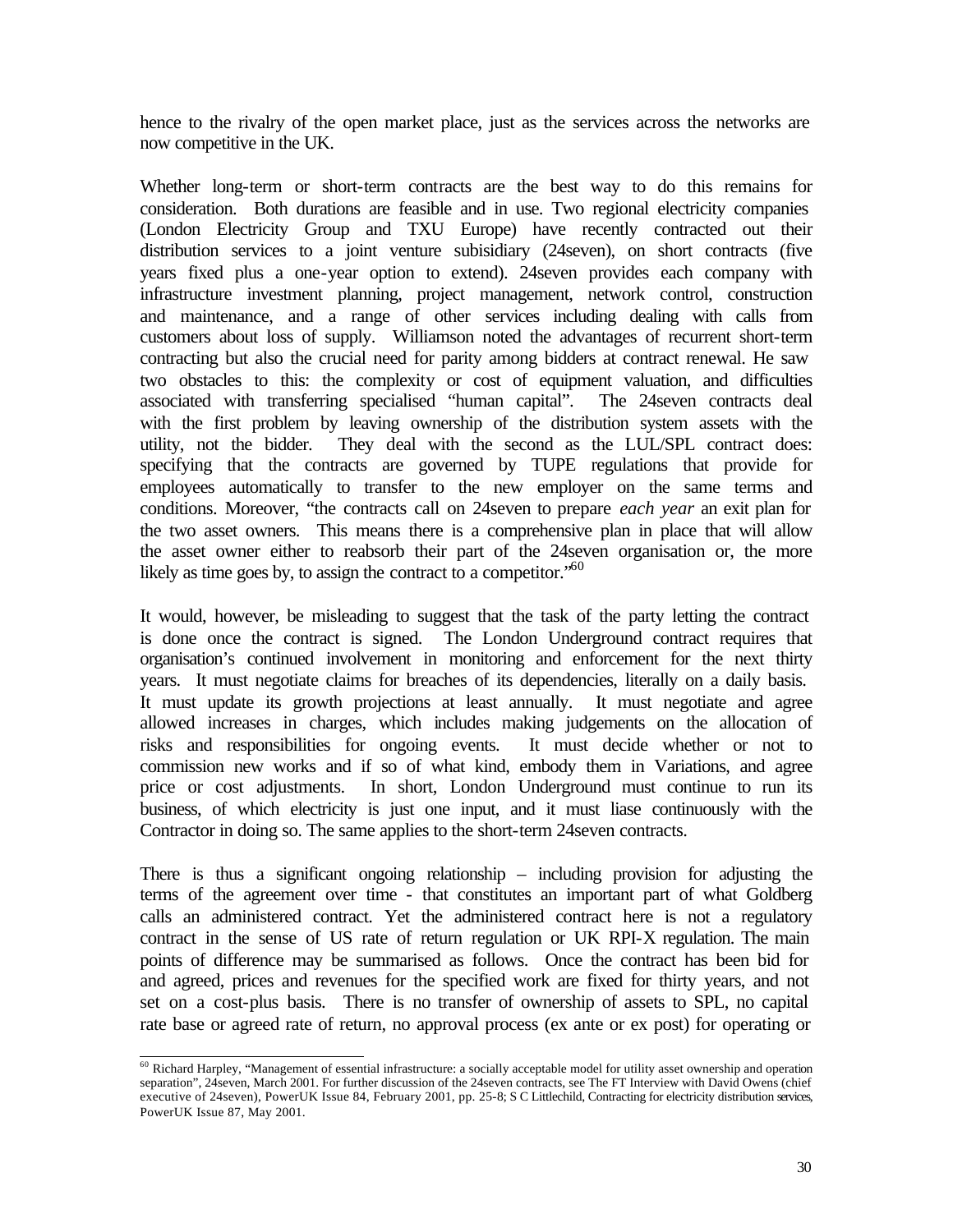hence to the rivalry of the open market place, just as the services across the networks are now competitive in the UK.

Whether long-term or short-term contracts are the best way to do this remains for consideration. Both durations are feasible and in use. Two regional electricity companies (London Electricity Group and TXU Europe) have recently contracted out their distribution services to a joint venture subisidiary (24seven), on short contracts (five years fixed plus a one-year option to extend). 24seven provides each company with infrastructure investment planning, project management, network control, construction and maintenance, and a range of other services including dealing with calls from customers about loss of supply. Williamson noted the advantages of recurrent short-term contracting but also the crucial need for parity among bidders at contract renewal. He saw two obstacles to this: the complexity or cost of equipment valuation, and difficulties associated with transferring specialised "human capital". The 24seven contracts deal with the first problem by leaving ownership of the distribution system assets with the utility, not the bidder. They deal with the second as the LUL/SPL contract does: specifying that the contracts are governed by TUPE regulations that provide for employees automatically to transfer to the new employer on the same terms and conditions. Moreover, "the contracts call on 24seven to prepare *each year* an exit plan for the two asset owners. This means there is a comprehensive plan in place that will allow the asset owner either to reabsorb their part of the 24seven organisation or, the more likely as time goes by, to assign the contract to a competitor."[60]

It would, however, be misleading to suggest that the task of the party letting the contract is done once the contract is signed. The London Underground contract requires that organisation's continued involvement in monitoring and enforcement for the next thirty years. It must negotiate claims for breaches of its dependencies, literally on a daily basis. It must update its growth projections at least annually. It must negotiate and agree allowed increases in charges, which includes making judgements on the allocation of risks and responsibilities for ongoing events. It must decide whether or not to commission new works and if so of what kind, embody them in Variations, and agree price or cost adjustments. In short, London Underground must continue to run its business, of which electricity is just one input, and it must liase continuously with the Contractor in doing so. The same applies to the short-term 24seven contracts.

There is thus a significant ongoing relationship – including provision for adjusting the terms of the agreement over time - that constitutes an important part of what Goldberg calls an administered contract. Yet the administered contract here is not a regulatory contract in the sense of US rate of return regulation or UK RPI-X regulation. The main points of difference may be summarised as follows. Once the contract has been bid for and agreed, prices and revenues for the specified work are fixed for thirty years, and not set on a cost-plus basis. There is no transfer of ownership of assets to SPL, no capital rate base or agreed rate of return, no approval process (ex ante or ex post) for operating or

[60] Richard Harpley, "Management of essential infrastructure: a socially acceptable model for utility asset ownership and operation separation", 24seven, March 2001. For further discussion of the 24seven contracts, see The FT Interview with David Owens (chief executive of 24seven), PowerUK Issue 84, February 2001, pp. 25-8; S C Littlechild, Contracting for electricity distribution services, PowerUK Issue 87, May 2001.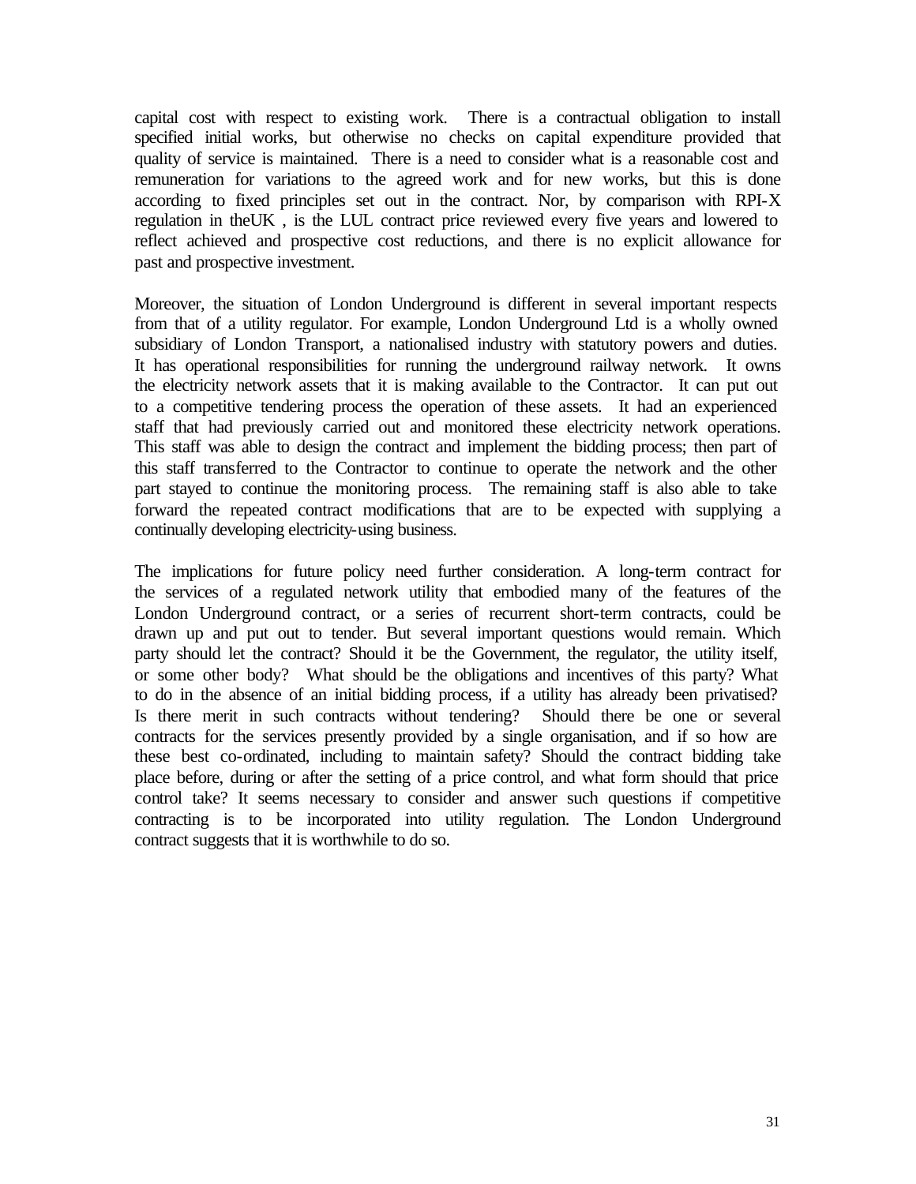capital cost with respect to existing work. There is a contractual obligation to install specified initial works, but otherwise no checks on capital expenditure provided that quality of service is maintained. There is a need to consider what is a reasonable cost and remuneration for variations to the agreed work and for new works, but this is done according to fixed principles set out in the contract. Nor, by comparison with RPI-X regulation in theUK , is the LUL contract price reviewed every five years and lowered to reflect achieved and prospective cost reductions, and there is no explicit allowance for past and prospective investment.

Moreover, the situation of London Underground is different in several important respects from that of a utility regulator. For example, London Underground Ltd is a wholly owned subsidiary of London Transport, a nationalised industry with statutory powers and duties. It has operational responsibilities for running the underground railway network. It owns the electricity network assets that it is making available to the Contractor. It can put out to a competitive tendering process the operation of these assets. It had an experienced staff that had previously carried out and monitored these electricity network operations. This staff was able to design the contract and implement the bidding process; then part of this staff transferred to the Contractor to continue to operate the network and the other part stayed to continue the monitoring process. The remaining staff is also able to take forward the repeated contract modifications that are to be expected with supplying a continually developing electricity-using business.

The implications for future policy need further consideration. A long-term contract for the services of a regulated network utility that embodied many of the features of the London Underground contract, or a series of recurrent short-term contracts, could be drawn up and put out to tender. But several important questions would remain. Which party should let the contract? Should it be the Government, the regulator, the utility itself, or some other body? What should be the obligations and incentives of this party? What to do in the absence of an initial bidding process, if a utility has already been privatised? Is there merit in such contracts without tendering? Should there be one or several contracts for the services presently provided by a single organisation, and if so how are these best co-ordinated, including to maintain safety? Should the contract bidding take place before, during or after the setting of a price control, and what form should that price control take? It seems necessary to consider and answer such questions if competitive contracting is to be incorporated into utility regulation. The London Underground contract suggests that it is worthwhile to do so.